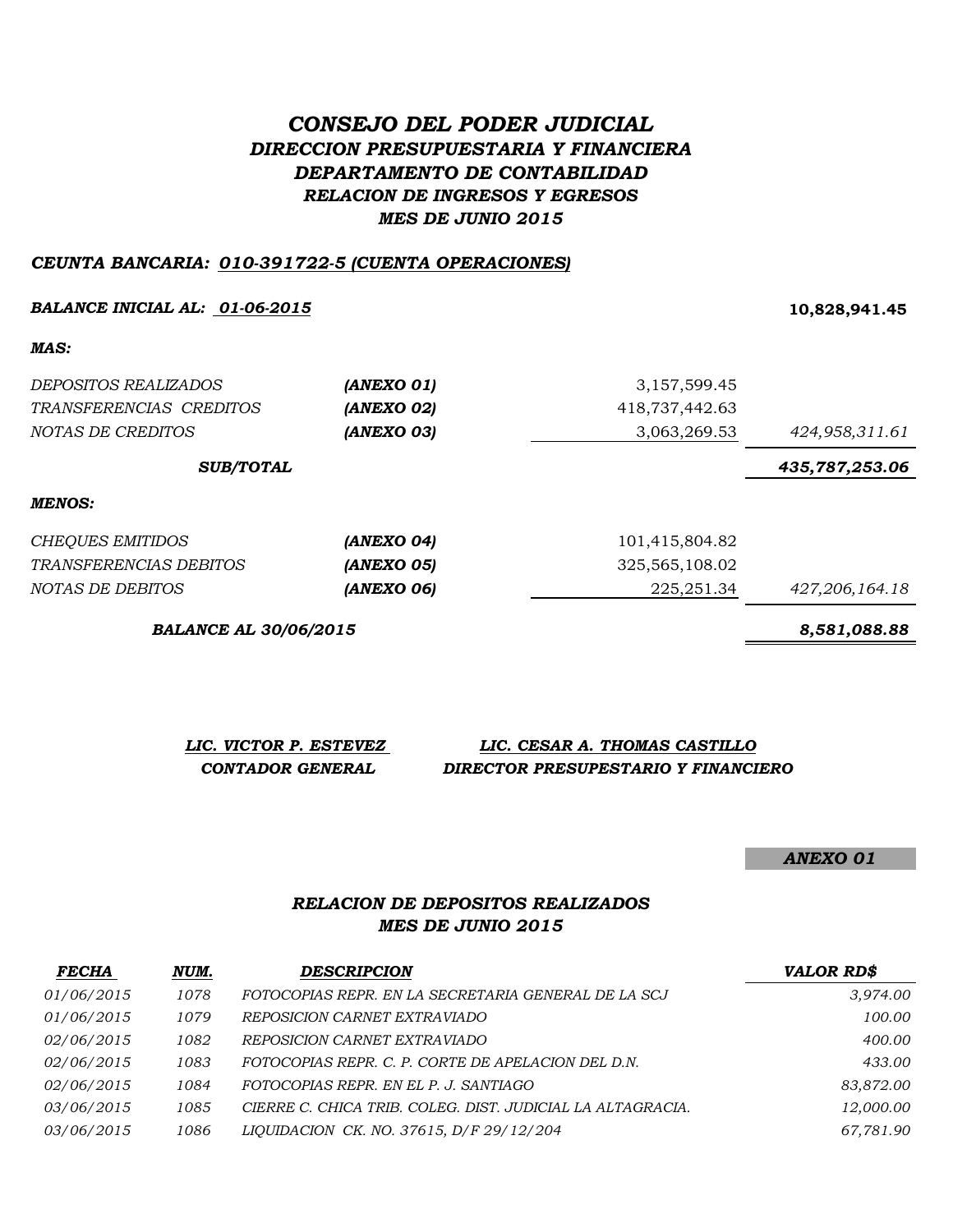# *CONSEJO DEL PODER JUDICIAL*
## *DIRECCION PRESUPUESTARIA Y FINANCIERA*
## *DEPARTAMENTO DE CONTABILIDAD*
### *RELACION DE INGRESOS Y EGRESOS*
### *MES DE JUNIO 2015*

***CEUNTA BANCARIA: 010-391722-5 (CUENTA OPERACIONES)***

| | | | |
|---|---|---|---|
| ***BALANCE INICIAL AL: 01-06-2015*** | | | **10,828,941.45** |
| ***MAS:*** | | | |
| *DEPOSITOS REALIZADOS* | ***(ANEXO 01)*** | 3,157,599.45 | |
| *TRANSFERENCIAS CREDITOS* | ***(ANEXO 02)*** | 418,737,442.63 | |
| *NOTAS DE CREDITOS* | ***(ANEXO 03)*** | 3,063,269.53 | *424,958,311.61* |
| ***SUB/TOTAL*** | | | ***435,787,253.06*** |
| ***MENOS:*** | | | |
| *CHEQUES EMITIDOS* | ***(ANEXO 04)*** | 101,415,804.82 | |
| *TRANSFERENCIAS DEBITOS* | ***(ANEXO 05)*** | 325,565,108.02 | |
| *NOTAS DE DEBITOS* | ***(ANEXO 06)*** | 225,251.34 | *427,206,164.18* |
| ***BALANCE AL 30/06/2015*** | | | ***8,581,088.88*** |

| ***LIC. VICTOR P. ESTEVEZ*** | ***LIC. CESAR A. THOMAS CASTILLO*** |
|---|---|
| ***CONTADOR GENERAL*** | ***DIRECTOR PRESUPESTARIO Y FINANCIERO*** |

***ANEXO 01***

### *RELACION DE DEPOSITOS REALIZADOS*
### *MES DE JUNIO 2015*

| ***FECHA*** | ***NUM.*** | ***DESCRIPCION*** | ***VALOR RD$*** |
|---|---|---|---|
| *01/06/2015* | *1078* | *FOTOCOPIAS REPR. EN LA SECRETARIA GENERAL DE LA SCJ* | *3,974.00* |
| *01/06/2015* | *1079* | *REPOSICION CARNET EXTRAVIADO* | *100.00* |
| *02/06/2015* | *1082* | *REPOSICION CARNET EXTRAVIADO* | *400.00* |
| *02/06/2015* | *1083* | *FOTOCOPIAS REPR. C. P. CORTE DE APELACION DEL D.N.* | *433.00* |
| *02/06/2015* | *1084* | *FOTOCOPIAS REPR. EN EL P. J. SANTIAGO* | *83,872.00* |
| *03/06/2015* | *1085* | *CIERRE C. CHICA TRIB. COLEG. DIST. JUDICIAL LA ALTAGRACIA.* | *12,000.00* |
| *03/06/2015* | *1086* | *LIQUIDACION CK. NO. 37615, D/F 29/12/204* | *67,781.90* |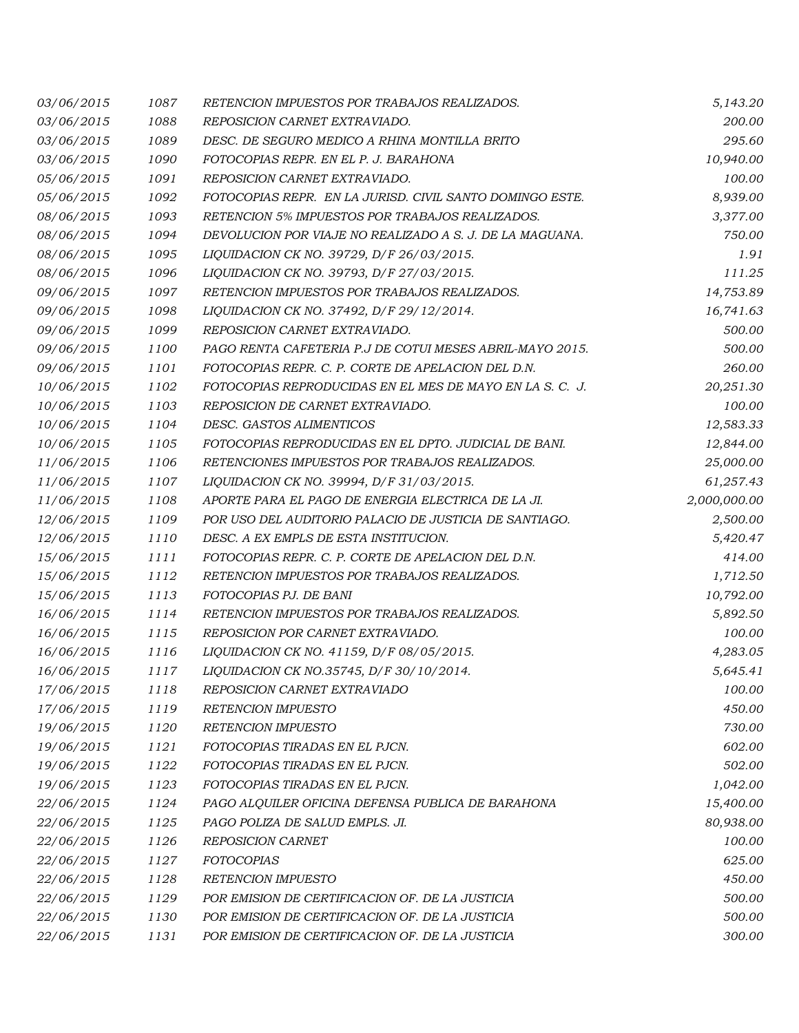| | | | |
|---|---|---|---|
| *03/06/2015* | *1087* | *RETENCION IMPUESTOS POR TRABAJOS REALIZADOS.* | *5,143.20* |
| *03/06/2015* | *1088* | *REPOSICION CARNET EXTRAVIADO.* | *200.00* |
| *03/06/2015* | *1089* | *DESC. DE SEGURO MEDICO A RHINA MONTILLA BRITO* | *295.60* |
| *03/06/2015* | *1090* | *FOTOCOPIAS REPR. EN EL P. J. BARAHONA* | *10,940.00* |
| *05/06/2015* | *1091* | *REPOSICION CARNET EXTRAVIADO.* | *100.00* |
| *05/06/2015* | *1092* | *FOTOCOPIAS REPR. EN LA JURISD. CIVIL SANTO DOMINGO ESTE.* | *8,939.00* |
| *08/06/2015* | *1093* | *RETENCION 5% IMPUESTOS POR TRABAJOS REALIZADOS.* | *3,377.00* |
| *08/06/2015* | *1094* | *DEVOLUCION POR VIAJE NO REALIZADO A S. J. DE LA MAGUANA.* | *750.00* |
| *08/06/2015* | *1095* | *LIQUIDACION CK NO. 39729, D/F 26/03/2015.* | *1.91* |
| *08/06/2015* | *1096* | *LIQUIDACION CK NO. 39793, D/F 27/03/2015.* | *111.25* |
| *09/06/2015* | *1097* | *RETENCION IMPUESTOS POR TRABAJOS REALIZADOS.* | *14,753.89* |
| *09/06/2015* | *1098* | *LIQUIDACION CK NO. 37492, D/F 29/12/2014.* | *16,741.63* |
| *09/06/2015* | *1099* | *REPOSICION CARNET EXTRAVIADO.* | *500.00* |
| *09/06/2015* | *1100* | *PAGO RENTA CAFETERIA P.J DE COTUI MESES ABRIL-MAYO 2015.* | *500.00* |
| *09/06/2015* | *1101* | *FOTOCOPIAS REPR. C. P. CORTE DE APELACION DEL D.N.* | *260.00* |
| *10/06/2015* | *1102* | *FOTOCOPIAS REPRODUCIDAS EN EL MES DE MAYO EN LA S. C. J.* | *20,251.30* |
| *10/06/2015* | *1103* | *REPOSICION DE CARNET EXTRAVIADO.* | *100.00* |
| *10/06/2015* | *1104* | *DESC. GASTOS ALIMENTICOS* | *12,583.33* |
| *10/06/2015* | *1105* | *FOTOCOPIAS REPRODUCIDAS EN EL DPTO. JUDICIAL DE BANI.* | *12,844.00* |
| *11/06/2015* | *1106* | *RETENCIONES IMPUESTOS POR TRABAJOS REALIZADOS.* | *25,000.00* |
| *11/06/2015* | *1107* | *LIQUIDACION CK NO. 39994, D/F 31/03/2015.* | *61,257.43* |
| *11/06/2015* | *1108* | *APORTE PARA EL PAGO DE ENERGIA ELECTRICA DE LA JI.* | *2,000,000.00* |
| *12/06/2015* | *1109* | *POR USO DEL AUDITORIO PALACIO DE JUSTICIA DE SANTIAGO.* | *2,500.00* |
| *12/06/2015* | *1110* | *DESC. A EX EMPLS DE ESTA INSTITUCION.* | *5,420.47* |
| *15/06/2015* | *1111* | *FOTOCOPIAS REPR. C. P. CORTE DE APELACION DEL D.N.* | *414.00* |
| *15/06/2015* | *1112* | *RETENCION IMPUESTOS POR TRABAJOS REALIZADOS.* | *1,712.50* |
| *15/06/2015* | *1113* | *FOTOCOPIAS PJ. DE BANI* | *10,792.00* |
| *16/06/2015* | *1114* | *RETENCION IMPUESTOS POR TRABAJOS REALIZADOS.* | *5,892.50* |
| *16/06/2015* | *1115* | *REPOSICION POR CARNET EXTRAVIADO.* | *100.00* |
| *16/06/2015* | *1116* | *LIQUIDACION CK NO. 41159, D/F 08/05/2015.* | *4,283.05* |
| *16/06/2015* | *1117* | *LIQUIDACION CK NO.35745, D/F 30/10/2014.* | *5,645.41* |
| *17/06/2015* | *1118* | *REPOSICION CARNET EXTRAVIADO* | *100.00* |
| *17/06/2015* | *1119* | *RETENCION IMPUESTO* | *450.00* |
| *19/06/2015* | *1120* | *RETENCION IMPUESTO* | *730.00* |
| *19/06/2015* | *1121* | *FOTOCOPIAS TIRADAS EN EL PJCN.* | *602.00* |
| *19/06/2015* | *1122* | *FOTOCOPIAS TIRADAS EN EL PJCN.* | *502.00* |
| *19/06/2015* | *1123* | *FOTOCOPIAS TIRADAS EN EL PJCN.* | *1,042.00* |
| *22/06/2015* | *1124* | *PAGO ALQUILER OFICINA DEFENSA PUBLICA DE BARAHONA* | *15,400.00* |
| *22/06/2015* | *1125* | *PAGO POLIZA DE SALUD EMPLS. JI.* | *80,938.00* |
| *22/06/2015* | *1126* | *REPOSICION CARNET* | *100.00* |
| *22/06/2015* | *1127* | *FOTOCOPIAS* | *625.00* |
| *22/06/2015* | *1128* | *RETENCION IMPUESTO* | *450.00* |
| *22/06/2015* | *1129* | *POR EMISION DE CERTIFICACION OF. DE LA JUSTICIA* | *500.00* |
| *22/06/2015* | *1130* | *POR EMISION DE CERTIFICACION OF. DE LA JUSTICIA* | *500.00* |
| *22/06/2015* | *1131* | *POR EMISION DE CERTIFICACION OF. DE LA JUSTICIA* | *300.00* |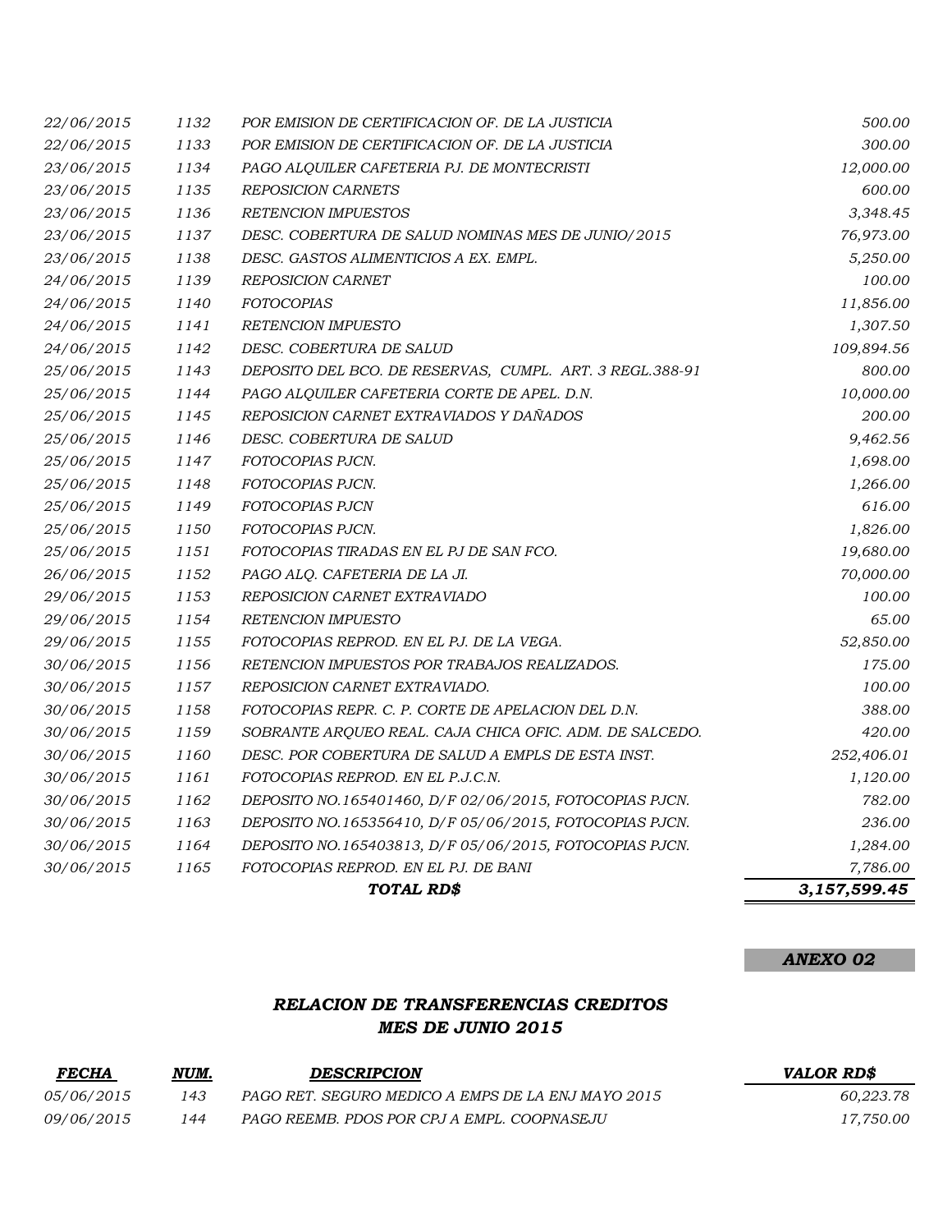| | | | |
|---|---|---|---|
| *22/06/2015* | *1132* | *POR EMISION DE CERTIFICACION OF. DE LA JUSTICIA* | *500.00* |
| *22/06/2015* | *1133* | *POR EMISION DE CERTIFICACION OF. DE LA JUSTICIA* | *300.00* |
| *23/06/2015* | *1134* | *PAGO ALQUILER CAFETERIA P.J. DE MONTECRISTI* | *12,000.00* |
| *23/06/2015* | *1135* | *REPOSICION CARNETS* | *600.00* |
| *23/06/2015* | *1136* | *RETENCION IMPUESTOS* | *3,348.45* |
| *23/06/2015* | *1137* | *DESC. COBERTURA DE SALUD NOMINAS MES DE JUNIO/2015* | *76,973.00* |
| *23/06/2015* | *1138* | *DESC. GASTOS ALIMENTICIOS A EX. EMPL.* | *5,250.00* |
| *24/06/2015* | *1139* | *REPOSICION CARNET* | *100.00* |
| *24/06/2015* | *1140* | *FOTOCOPIAS* | *11,856.00* |
| *24/06/2015* | *1141* | *RETENCION IMPUESTO* | *1,307.50* |
| *24/06/2015* | *1142* | *DESC. COBERTURA DE SALUD* | *109,894.56* |
| *25/06/2015* | *1143* | *DEPOSITO DEL BCO. DE RESERVAS, CUMPL. ART. 3 REGL.388-91* | *800.00* |
| *25/06/2015* | *1144* | *PAGO ALQUILER CAFETERIA CORTE DE APEL. D.N.* | *10,000.00* |
| *25/06/2015* | *1145* | *REPOSICION CARNET EXTRAVIADOS Y DAÑADOS* | *200.00* |
| *25/06/2015* | *1146* | *DESC. COBERTURA DE SALUD* | *9,462.56* |
| *25/06/2015* | *1147* | *FOTOCOPIAS PJCN.* | *1,698.00* |
| *25/06/2015* | *1148* | *FOTOCOPIAS PJCN.* | *1,266.00* |
| *25/06/2015* | *1149* | *FOTOCOPIAS PJCN* | *616.00* |
| *25/06/2015* | *1150* | *FOTOCOPIAS PJCN.* | *1,826.00* |
| *25/06/2015* | *1151* | *FOTOCOPIAS TIRADAS EN EL PJ DE SAN FCO.* | *19,680.00* |
| *26/06/2015* | *1152* | *PAGO ALQ. CAFETERIA DE LA JI.* | *70,000.00* |
| *29/06/2015* | *1153* | *REPOSICION CARNET EXTRAVIADO* | *100.00* |
| *29/06/2015* | *1154* | *RETENCION IMPUESTO* | *65.00* |
| *29/06/2015* | *1155* | *FOTOCOPIAS REPROD. EN EL PJ. DE LA VEGA.* | *52,850.00* |
| *30/06/2015* | *1156* | *RETENCION IMPUESTOS POR TRABAJOS REALIZADOS.* | *175.00* |
| *30/06/2015* | *1157* | *REPOSICION CARNET EXTRAVIADO.* | *100.00* |
| *30/06/2015* | *1158* | *FOTOCOPIAS REPR. C. P. CORTE DE APELACION DEL D.N.* | *388.00* |
| *30/06/2015* | *1159* | *SOBRANTE ARQUEO REAL. CAJA CHICA OFIC. ADM. DE SALCEDO.* | *420.00* |
| *30/06/2015* | *1160* | *DESC. POR COBERTURA DE SALUD A EMPLS DE ESTA INST.* | *252,406.01* |
| *30/06/2015* | *1161* | *FOTOCOPIAS REPROD. EN EL P.J.C.N.* | *1,120.00* |
| *30/06/2015* | *1162* | *DEPOSITO NO.165401460, D/F 02/06/2015, FOTOCOPIAS PJCN.* | *782.00* |
| *30/06/2015* | *1163* | *DEPOSITO NO.165356410, D/F 05/06/2015, FOTOCOPIAS PJCN.* | *236.00* |
| *30/06/2015* | *1164* | *DEPOSITO NO.165403813, D/F 05/06/2015, FOTOCOPIAS PJCN.* | *1,284.00* |
| *30/06/2015* | *1165* | *FOTOCOPIAS REPROD. EN EL PJ. DE BANI* | *7,786.00* |
| | | ***TOTAL RD$*** | ***3,157,599.45*** |

***ANEXO 02***

## *RELACION DE TRANSFERENCIAS CREDITOS*
## *MES DE JUNIO 2015*

| *FECHA* | *NUM.* | *DESCRIPCION* | *VALOR RD$* |
|---|---|---|---|
| *05/06/2015* | *143* | *PAGO RET. SEGURO MEDICO A EMPS DE LA ENJ MAYO 2015* | *60,223.78* |
| *09/06/2015* | *144* | *PAGO REEMB. PDOS POR CPJ A EMPL. COOPNASEJU* | *17,750.00* |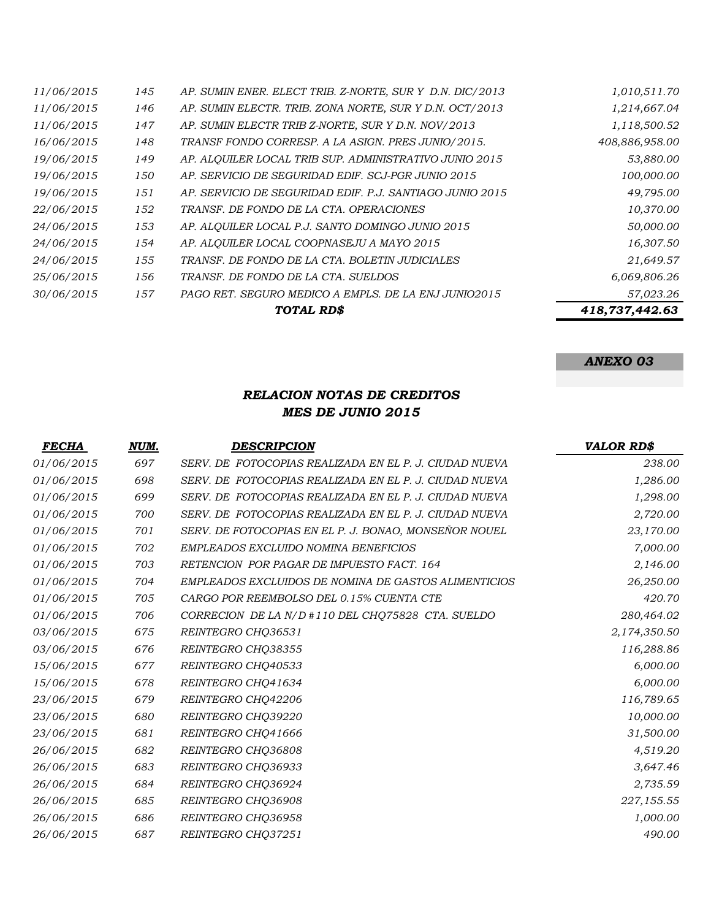| | | | |
|---|---|---|---|
| 11/06/2015 | 145 | AP. SUMIN ENER. ELECT TRIB. Z-NORTE, SUR Y D.N. DIC/2013 | 1,010,511.70 |
| 11/06/2015 | 146 | AP. SUMIN ELECTR. TRIB. ZONA NORTE, SUR Y D.N. OCT/2013 | 1,214,667.04 |
| 11/06/2015 | 147 | AP. SUMIN ELECTR TRIB Z-NORTE, SUR Y D.N. NOV/2013 | 1,118,500.52 |
| 16/06/2015 | 148 | TRANSF FONDO CORRESP. A LA ASIGN. PRES JUNIO/2015. | 408,886,958.00 |
| 19/06/2015 | 149 | AP. ALQUILER LOCAL TRIB SUP. ADMINISTRATIVO JUNIO 2015 | 53,880.00 |
| 19/06/2015 | 150 | AP. SERVICIO DE SEGURIDAD EDIF. SCJ-PGR JUNIO 2015 | 100,000.00 |
| 19/06/2015 | 151 | AP. SERVICIO DE SEGURIDAD EDIF. P.J. SANTIAGO JUNIO 2015 | 49,795.00 |
| 22/06/2015 | 152 | TRANSF. DE FONDO DE LA CTA. OPERACIONES | 10,370.00 |
| 24/06/2015 | 153 | AP. ALQUILER LOCAL P.J. SANTO DOMINGO JUNIO 2015 | 50,000.00 |
| 24/06/2015 | 154 | AP. ALQUILER LOCAL COOPNASEJU A MAYO 2015 | 16,307.50 |
| 24/06/2015 | 155 | TRANSF. DE FONDO DE LA CTA. BOLETIN JUDICIALES | 21,649.57 |
| 25/06/2015 | 156 | TRANSF. DE FONDO DE LA CTA. SUELDOS | 6,069,806.26 |
| 30/06/2015 | 157 | PAGO RET. SEGURO MEDICO A EMPLS. DE LA ENJ JUNIO2015 | 57,023.26 |
| | | **TOTAL RD$** | **418,737,442.63** |

***ANEXO 03***

## *RELACION NOTAS DE CREDITOS*
## *MES DE JUNIO 2015*

| *FECHA* | *NUM.* | *DESCRIPCION* | *VALOR RD$* |
|---|---|---|---|
| 01/06/2015 | 697 | SERV. DE FOTOCOPIAS REALIZADA EN EL P. J. CIUDAD NUEVA | 238.00 |
| 01/06/2015 | 698 | SERV. DE FOTOCOPIAS REALIZADA EN EL P. J. CIUDAD NUEVA | 1,286.00 |
| 01/06/2015 | 699 | SERV. DE FOTOCOPIAS REALIZADA EN EL P. J. CIUDAD NUEVA | 1,298.00 |
| 01/06/2015 | 700 | SERV. DE FOTOCOPIAS REALIZADA EN EL P. J. CIUDAD NUEVA | 2,720.00 |
| 01/06/2015 | 701 | SERV. DE FOTOCOPIAS EN EL P. J. BONAO, MONSEÑOR NOUEL | 23,170.00 |
| 01/06/2015 | 702 | EMPLEADOS EXCLUIDO NOMINA BENEFICIOS | 7,000.00 |
| 01/06/2015 | 703 | RETENCION POR PAGAR DE IMPUESTO FACT. 164 | 2,146.00 |
| 01/06/2015 | 704 | EMPLEADOS EXCLUIDOS DE NOMINA DE GASTOS ALIMENTICIOS | 26,250.00 |
| 01/06/2015 | 705 | CARGO POR REEMBOLSO DEL 0.15% CUENTA CTE | 420.70 |
| 01/06/2015 | 706 | CORRECION DE LA N/D #110 DEL CHQ75828 CTA. SUELDO | 280,464.02 |
| 03/06/2015 | 675 | REINTEGRO CHQ36531 | 2,174,350.50 |
| 03/06/2015 | 676 | REINTEGRO CHQ38355 | 116,288.86 |
| 15/06/2015 | 677 | REINTEGRO CHQ40533 | 6,000.00 |
| 15/06/2015 | 678 | REINTEGRO CHQ41634 | 6,000.00 |
| 23/06/2015 | 679 | REINTEGRO CHQ42206 | 116,789.65 |
| 23/06/2015 | 680 | REINTEGRO CHQ39220 | 10,000.00 |
| 23/06/2015 | 681 | REINTEGRO CHQ41666 | 31,500.00 |
| 26/06/2015 | 682 | REINTEGRO CHQ36808 | 4,519.20 |
| 26/06/2015 | 683 | REINTEGRO CHQ36933 | 3,647.46 |
| 26/06/2015 | 684 | REINTEGRO CHQ36924 | 2,735.59 |
| 26/06/2015 | 685 | REINTEGRO CHQ36908 | 227,155.55 |
| 26/06/2015 | 686 | REINTEGRO CHQ36958 | 1,000.00 |
| 26/06/2015 | 687 | REINTEGRO CHQ37251 | 490.00 |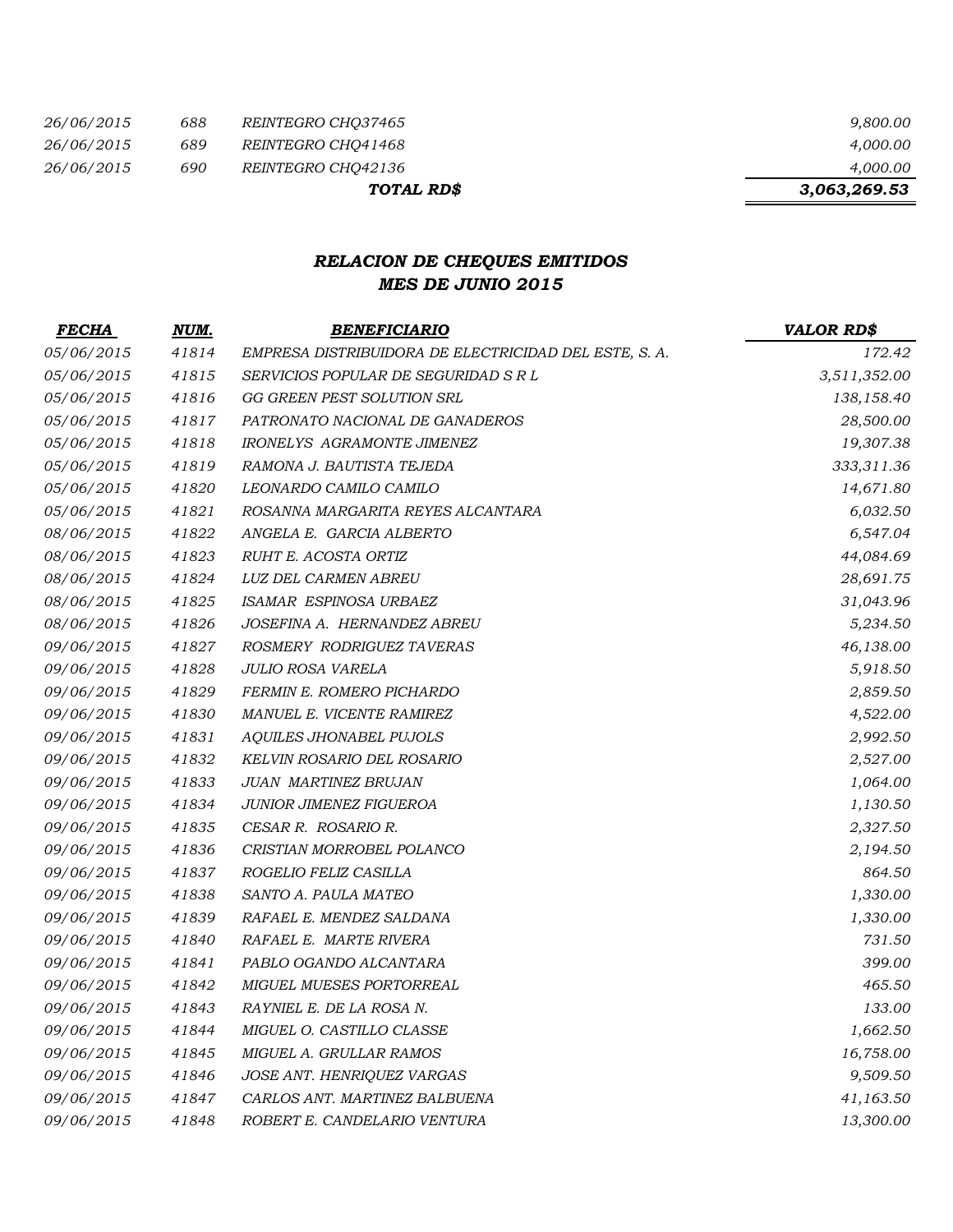| | | | |
|---|---|---|---|
| *26/06/2015* | *688* | *REINTEGRO CHQ37465* | *9,800.00* |
| *26/06/2015* | *689* | *REINTEGRO CHQ41468* | *4,000.00* |
| *26/06/2015* | *690* | *REINTEGRO CHQ42136* | *4,000.00* |
| | | ***TOTAL RD$*** | ***3,063,269.53*** |

## *RELACION DE CHEQUES EMITIDOS*
## *MES DE JUNIO 2015*

| *FECHA* | *NUM.* | *BENEFICIARIO* | *VALOR RD$* |
|---|---|---|---|
| *05/06/2015* | *41814* | *EMPRESA DISTRIBUIDORA DE ELECTRICIDAD DEL ESTE, S. A.* | *172.42* |
| *05/06/2015* | *41815* | *SERVICIOS POPULAR DE SEGURIDAD S R L* | *3,511,352.00* |
| *05/06/2015* | *41816* | *GG GREEN PEST SOLUTION SRL* | *138,158.40* |
| *05/06/2015* | *41817* | *PATRONATO NACIONAL DE GANADEROS* | *28,500.00* |
| *05/06/2015* | *41818* | *IRONELYS AGRAMONTE JIMENEZ* | *19,307.38* |
| *05/06/2015* | *41819* | *RAMONA J. BAUTISTA TEJEDA* | *333,311.36* |
| *05/06/2015* | *41820* | *LEONARDO CAMILO CAMILO* | *14,671.80* |
| *05/06/2015* | *41821* | *ROSANNA MARGARITA REYES ALCANTARA* | *6,032.50* |
| *08/06/2015* | *41822* | *ANGELA E. GARCIA ALBERTO* | *6,547.04* |
| *08/06/2015* | *41823* | *RUHT E. ACOSTA ORTIZ* | *44,084.69* |
| *08/06/2015* | *41824* | *LUZ DEL CARMEN ABREU* | *28,691.75* |
| *08/06/2015* | *41825* | *ISAMAR ESPINOSA URBAEZ* | *31,043.96* |
| *08/06/2015* | *41826* | *JOSEFINA A. HERNANDEZ ABREU* | *5,234.50* |
| *09/06/2015* | *41827* | *ROSMERY RODRIGUEZ TAVERAS* | *46,138.00* |
| *09/06/2015* | *41828* | *JULIO ROSA VARELA* | *5,918.50* |
| *09/06/2015* | *41829* | *FERMIN E. ROMERO PICHARDO* | *2,859.50* |
| *09/06/2015* | *41830* | *MANUEL E. VICENTE RAMIREZ* | *4,522.00* |
| *09/06/2015* | *41831* | *AQUILES JHONABEL PUJOLS* | *2,992.50* |
| *09/06/2015* | *41832* | *KELVIN ROSARIO DEL ROSARIO* | *2,527.00* |
| *09/06/2015* | *41833* | *JUAN MARTINEZ BRUJAN* | *1,064.00* |
| *09/06/2015* | *41834* | *JUNIOR JIMENEZ FIGUEROA* | *1,130.50* |
| *09/06/2015* | *41835* | *CESAR R. ROSARIO R.* | *2,327.50* |
| *09/06/2015* | *41836* | *CRISTIAN MORROBEL POLANCO* | *2,194.50* |
| *09/06/2015* | *41837* | *ROGELIO FELIZ CASILLA* | *864.50* |
| *09/06/2015* | *41838* | *SANTO A. PAULA MATEO* | *1,330.00* |
| *09/06/2015* | *41839* | *RAFAEL E. MENDEZ SALDANA* | *1,330.00* |
| *09/06/2015* | *41840* | *RAFAEL E. MARTE RIVERA* | *731.50* |
| *09/06/2015* | *41841* | *PABLO OGANDO ALCANTARA* | *399.00* |
| *09/06/2015* | *41842* | *MIGUEL MUESES PORTORREAL* | *465.50* |
| *09/06/2015* | *41843* | *RAYNIEL E. DE LA ROSA N.* | *133.00* |
| *09/06/2015* | *41844* | *MIGUEL O. CASTILLO CLASSE* | *1,662.50* |
| *09/06/2015* | *41845* | *MIGUEL A. GRULLAR RAMOS* | *16,758.00* |
| *09/06/2015* | *41846* | *JOSE ANT. HENRIQUEZ VARGAS* | *9,509.50* |
| *09/06/2015* | *41847* | *CARLOS ANT. MARTINEZ BALBUENA* | *41,163.50* |
| *09/06/2015* | *41848* | *ROBERT E. CANDELARIO VENTURA* | *13,300.00* |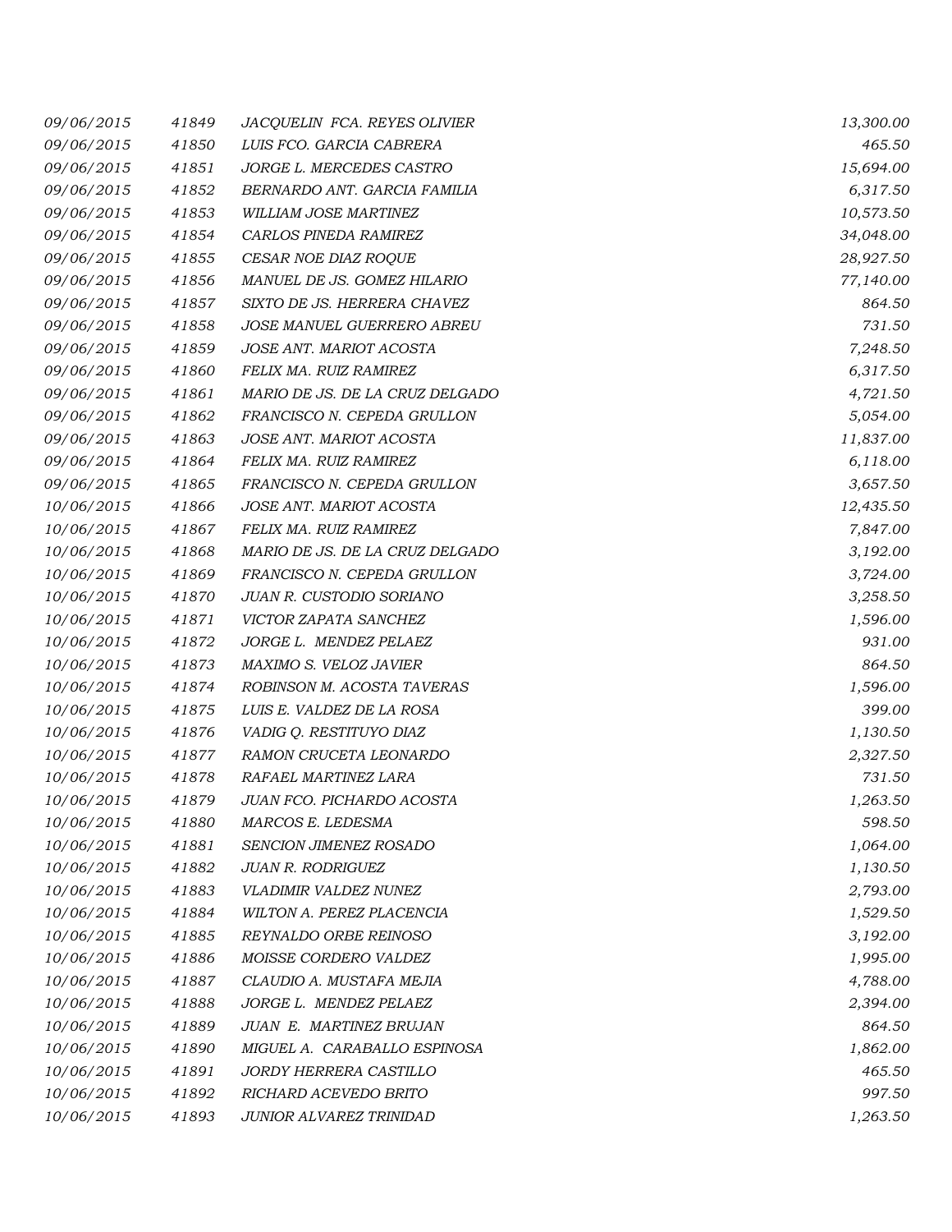| | | | |
|---|---|---|---|
| 09/06/2015 | 41849 | JACQUELIN FCA. REYES OLIVIER | 13,300.00 |
| 09/06/2015 | 41850 | LUIS FCO. GARCIA CABRERA | 465.50 |
| 09/06/2015 | 41851 | JORGE L. MERCEDES CASTRO | 15,694.00 |
| 09/06/2015 | 41852 | BERNARDO ANT. GARCIA FAMILIA | 6,317.50 |
| 09/06/2015 | 41853 | WILLIAM JOSE MARTINEZ | 10,573.50 |
| 09/06/2015 | 41854 | CARLOS PINEDA RAMIREZ | 34,048.00 |
| 09/06/2015 | 41855 | CESAR NOE DIAZ ROQUE | 28,927.50 |
| 09/06/2015 | 41856 | MANUEL DE JS. GOMEZ HILARIO | 77,140.00 |
| 09/06/2015 | 41857 | SIXTO DE JS. HERRERA CHAVEZ | 864.50 |
| 09/06/2015 | 41858 | JOSE MANUEL GUERRERO ABREU | 731.50 |
| 09/06/2015 | 41859 | JOSE ANT. MARIOT ACOSTA | 7,248.50 |
| 09/06/2015 | 41860 | FELIX MA. RUIZ RAMIREZ | 6,317.50 |
| 09/06/2015 | 41861 | MARIO DE JS. DE LA CRUZ DELGADO | 4,721.50 |
| 09/06/2015 | 41862 | FRANCISCO N. CEPEDA GRULLON | 5,054.00 |
| 09/06/2015 | 41863 | JOSE ANT. MARIOT ACOSTA | 11,837.00 |
| 09/06/2015 | 41864 | FELIX MA. RUIZ RAMIREZ | 6,118.00 |
| 09/06/2015 | 41865 | FRANCISCO N. CEPEDA GRULLON | 3,657.50 |
| 10/06/2015 | 41866 | JOSE ANT. MARIOT ACOSTA | 12,435.50 |
| 10/06/2015 | 41867 | FELIX MA. RUIZ RAMIREZ | 7,847.00 |
| 10/06/2015 | 41868 | MARIO DE JS. DE LA CRUZ DELGADO | 3,192.00 |
| 10/06/2015 | 41869 | FRANCISCO N. CEPEDA GRULLON | 3,724.00 |
| 10/06/2015 | 41870 | JUAN R. CUSTODIO SORIANO | 3,258.50 |
| 10/06/2015 | 41871 | VICTOR ZAPATA SANCHEZ | 1,596.00 |
| 10/06/2015 | 41872 | JORGE L. MENDEZ PELAEZ | 931.00 |
| 10/06/2015 | 41873 | MAXIMO S. VELOZ JAVIER | 864.50 |
| 10/06/2015 | 41874 | ROBINSON M. ACOSTA TAVERAS | 1,596.00 |
| 10/06/2015 | 41875 | LUIS E. VALDEZ DE LA ROSA | 399.00 |
| 10/06/2015 | 41876 | VADIG Q. RESTITUYO DIAZ | 1,130.50 |
| 10/06/2015 | 41877 | RAMON CRUCETA LEONARDO | 2,327.50 |
| 10/06/2015 | 41878 | RAFAEL MARTINEZ LARA | 731.50 |
| 10/06/2015 | 41879 | JUAN FCO. PICHARDO ACOSTA | 1,263.50 |
| 10/06/2015 | 41880 | MARCOS E. LEDESMA | 598.50 |
| 10/06/2015 | 41881 | SENCION JIMENEZ ROSADO | 1,064.00 |
| 10/06/2015 | 41882 | JUAN R. RODRIGUEZ | 1,130.50 |
| 10/06/2015 | 41883 | VLADIMIR VALDEZ NUNEZ | 2,793.00 |
| 10/06/2015 | 41884 | WILTON A. PEREZ PLACENCIA | 1,529.50 |
| 10/06/2015 | 41885 | REYNALDO ORBE REINOSO | 3,192.00 |
| 10/06/2015 | 41886 | MOISSE CORDERO VALDEZ | 1,995.00 |
| 10/06/2015 | 41887 | CLAUDIO A. MUSTAFA MEJIA | 4,788.00 |
| 10/06/2015 | 41888 | JORGE L. MENDEZ PELAEZ | 2,394.00 |
| 10/06/2015 | 41889 | JUAN E. MARTINEZ BRUJAN | 864.50 |
| 10/06/2015 | 41890 | MIGUEL A. CARABALLO ESPINOSA | 1,862.00 |
| 10/06/2015 | 41891 | JORDY HERRERA CASTILLO | 465.50 |
| 10/06/2015 | 41892 | RICHARD ACEVEDO BRITO | 997.50 |
| 10/06/2015 | 41893 | JUNIOR ALVAREZ TRINIDAD | 1,263.50 |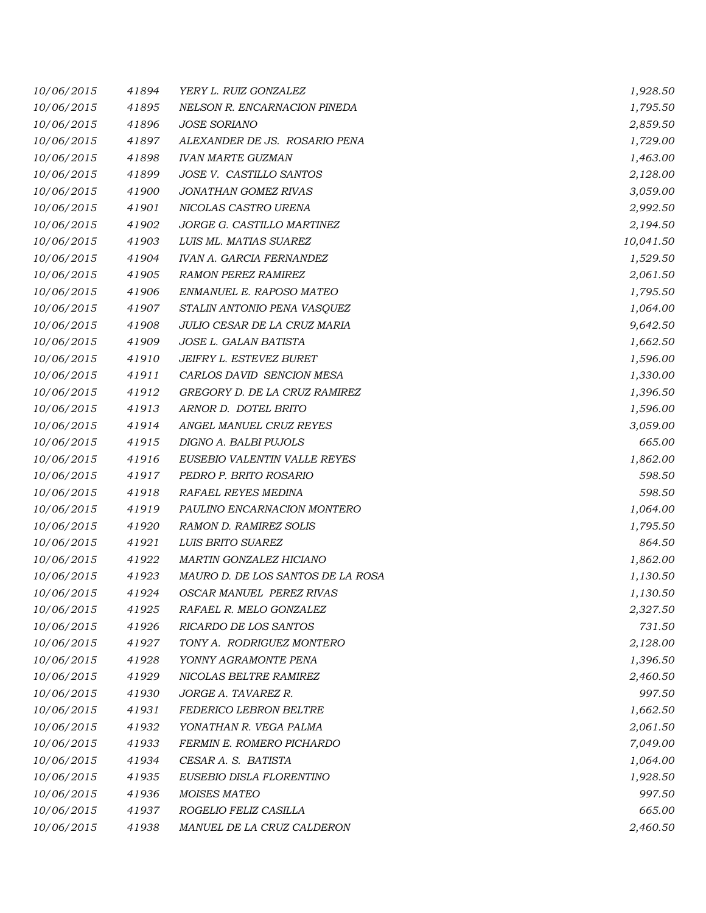| | | | |
|---|---|---|---|
| 10/06/2015 | 41894 | YERY L. RUIZ GONZALEZ | 1,928.50 |
| 10/06/2015 | 41895 | NELSON R. ENCARNACION PINEDA | 1,795.50 |
| 10/06/2015 | 41896 | JOSE SORIANO | 2,859.50 |
| 10/06/2015 | 41897 | ALEXANDER DE JS. ROSARIO PENA | 1,729.00 |
| 10/06/2015 | 41898 | IVAN MARTE GUZMAN | 1,463.00 |
| 10/06/2015 | 41899 | JOSE V. CASTILLO SANTOS | 2,128.00 |
| 10/06/2015 | 41900 | JONATHAN GOMEZ RIVAS | 3,059.00 |
| 10/06/2015 | 41901 | NICOLAS CASTRO URENA | 2,992.50 |
| 10/06/2015 | 41902 | JORGE G. CASTILLO MARTINEZ | 2,194.50 |
| 10/06/2015 | 41903 | LUIS ML. MATIAS SUAREZ | 10,041.50 |
| 10/06/2015 | 41904 | IVAN A. GARCIA FERNANDEZ | 1,529.50 |
| 10/06/2015 | 41905 | RAMON PEREZ RAMIREZ | 2,061.50 |
| 10/06/2015 | 41906 | ENMANUEL E. RAPOSO MATEO | 1,795.50 |
| 10/06/2015 | 41907 | STALIN ANTONIO PENA VASQUEZ | 1,064.00 |
| 10/06/2015 | 41908 | JULIO CESAR DE LA CRUZ MARIA | 9,642.50 |
| 10/06/2015 | 41909 | JOSE L. GALAN BATISTA | 1,662.50 |
| 10/06/2015 | 41910 | JEIFRY L. ESTEVEZ BURET | 1,596.00 |
| 10/06/2015 | 41911 | CARLOS DAVID SENCION MESA | 1,330.00 |
| 10/06/2015 | 41912 | GREGORY D. DE LA CRUZ RAMIREZ | 1,396.50 |
| 10/06/2015 | 41913 | ARNOR D. DOTEL BRITO | 1,596.00 |
| 10/06/2015 | 41914 | ANGEL MANUEL CRUZ REYES | 3,059.00 |
| 10/06/2015 | 41915 | DIGNO A. BALBI PUJOLS | 665.00 |
| 10/06/2015 | 41916 | EUSEBIO VALENTIN VALLE REYES | 1,862.00 |
| 10/06/2015 | 41917 | PEDRO P. BRITO ROSARIO | 598.50 |
| 10/06/2015 | 41918 | RAFAEL REYES MEDINA | 598.50 |
| 10/06/2015 | 41919 | PAULINO ENCARNACION MONTERO | 1,064.00 |
| 10/06/2015 | 41920 | RAMON D. RAMIREZ SOLIS | 1,795.50 |
| 10/06/2015 | 41921 | LUIS BRITO SUAREZ | 864.50 |
| 10/06/2015 | 41922 | MARTIN GONZALEZ HICIANO | 1,862.00 |
| 10/06/2015 | 41923 | MAURO D. DE LOS SANTOS DE LA ROSA | 1,130.50 |
| 10/06/2015 | 41924 | OSCAR MANUEL PEREZ RIVAS | 1,130.50 |
| 10/06/2015 | 41925 | RAFAEL R. MELO GONZALEZ | 2,327.50 |
| 10/06/2015 | 41926 | RICARDO DE LOS SANTOS | 731.50 |
| 10/06/2015 | 41927 | TONY A. RODRIGUEZ MONTERO | 2,128.00 |
| 10/06/2015 | 41928 | YONNY AGRAMONTE PENA | 1,396.50 |
| 10/06/2015 | 41929 | NICOLAS BELTRE RAMIREZ | 2,460.50 |
| 10/06/2015 | 41930 | JORGE A. TAVAREZ R. | 997.50 |
| 10/06/2015 | 41931 | FEDERICO LEBRON BELTRE | 1,662.50 |
| 10/06/2015 | 41932 | YONATHAN R. VEGA PALMA | 2,061.50 |
| 10/06/2015 | 41933 | FERMIN E. ROMERO PICHARDO | 7,049.00 |
| 10/06/2015 | 41934 | CESAR A. S. BATISTA | 1,064.00 |
| 10/06/2015 | 41935 | EUSEBIO DISLA FLORENTINO | 1,928.50 |
| 10/06/2015 | 41936 | MOISES MATEO | 997.50 |
| 10/06/2015 | 41937 | ROGELIO FELIZ CASILLA | 665.00 |
| 10/06/2015 | 41938 | MANUEL DE LA CRUZ CALDERON | 2,460.50 |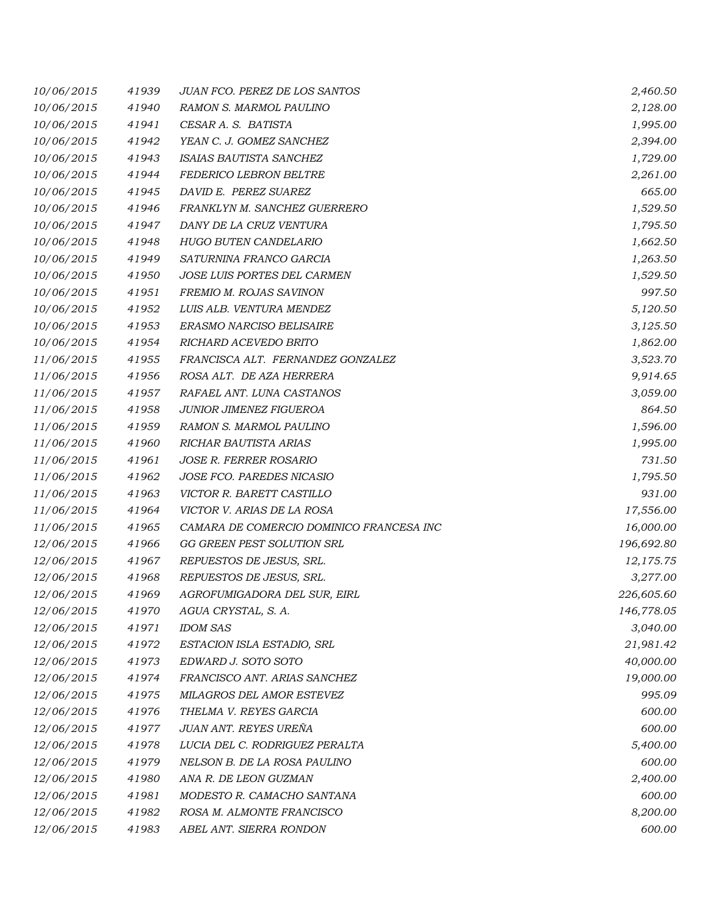| | | | |
|---|---|---|---|
| *10/06/2015* | *41939* | *JUAN FCO. PEREZ DE LOS SANTOS* | *2,460.50* |
| *10/06/2015* | *41940* | *RAMON S. MARMOL PAULINO* | *2,128.00* |
| *10/06/2015* | *41941* | *CESAR A. S. BATISTA* | *1,995.00* |
| *10/06/2015* | *41942* | *YEAN C. J. GOMEZ SANCHEZ* | *2,394.00* |
| *10/06/2015* | *41943* | *ISAIAS BAUTISTA SANCHEZ* | *1,729.00* |
| *10/06/2015* | *41944* | *FEDERICO LEBRON BELTRE* | *2,261.00* |
| *10/06/2015* | *41945* | *DAVID E. PEREZ SUAREZ* | *665.00* |
| *10/06/2015* | *41946* | *FRANKLYN M. SANCHEZ GUERRERO* | *1,529.50* |
| *10/06/2015* | *41947* | *DANY DE LA CRUZ VENTURA* | *1,795.50* |
| *10/06/2015* | *41948* | *HUGO BUTEN CANDELARIO* | *1,662.50* |
| *10/06/2015* | *41949* | *SATURNINA FRANCO GARCIA* | *1,263.50* |
| *10/06/2015* | *41950* | *JOSE LUIS PORTES DEL CARMEN* | *1,529.50* |
| *10/06/2015* | *41951* | *FREMIO M. ROJAS SAVINON* | *997.50* |
| *10/06/2015* | *41952* | *LUIS ALB. VENTURA MENDEZ* | *5,120.50* |
| *10/06/2015* | *41953* | *ERASMO NARCISO BELISAIRE* | *3,125.50* |
| *10/06/2015* | *41954* | *RICHARD ACEVEDO BRITO* | *1,862.00* |
| *11/06/2015* | *41955* | *FRANCISCA ALT. FERNANDEZ GONZALEZ* | *3,523.70* |
| *11/06/2015* | *41956* | *ROSA ALT. DE AZA HERRERA* | *9,914.65* |
| *11/06/2015* | *41957* | *RAFAEL ANT. LUNA CASTANOS* | *3,059.00* |
| *11/06/2015* | *41958* | *JUNIOR JIMENEZ FIGUEROA* | *864.50* |
| *11/06/2015* | *41959* | *RAMON S. MARMOL PAULINO* | *1,596.00* |
| *11/06/2015* | *41960* | *RICHAR BAUTISTA ARIAS* | *1,995.00* |
| *11/06/2015* | *41961* | *JOSE R. FERRER ROSARIO* | *731.50* |
| *11/06/2015* | *41962* | *JOSE FCO. PAREDES NICASIO* | *1,795.50* |
| *11/06/2015* | *41963* | *VICTOR R. BARETT CASTILLO* | *931.00* |
| *11/06/2015* | *41964* | *VICTOR V. ARIAS DE LA ROSA* | *17,556.00* |
| *11/06/2015* | *41965* | *CAMARA DE COMERCIO DOMINICO FRANCESA INC* | *16,000.00* |
| *12/06/2015* | *41966* | *GG GREEN PEST SOLUTION SRL* | *196,692.80* |
| *12/06/2015* | *41967* | *REPUESTOS DE JESUS, SRL.* | *12,175.75* |
| *12/06/2015* | *41968* | *REPUESTOS DE JESUS, SRL.* | *3,277.00* |
| *12/06/2015* | *41969* | *AGROFUMIGADORA DEL SUR, EIRL* | *226,605.60* |
| *12/06/2015* | *41970* | *AGUA CRYSTAL, S. A.* | *146,778.05* |
| *12/06/2015* | *41971* | *IDOM SAS* | *3,040.00* |
| *12/06/2015* | *41972* | *ESTACION ISLA ESTADIO, SRL* | *21,981.42* |
| *12/06/2015* | *41973* | *EDWARD J. SOTO SOTO* | *40,000.00* |
| *12/06/2015* | *41974* | *FRANCISCO ANT. ARIAS SANCHEZ* | *19,000.00* |
| *12/06/2015* | *41975* | *MILAGROS DEL AMOR ESTEVEZ* | *995.09* |
| *12/06/2015* | *41976* | *THELMA V. REYES GARCIA* | *600.00* |
| *12/06/2015* | *41977* | *JUAN ANT. REYES UREÑA* | *600.00* |
| *12/06/2015* | *41978* | *LUCIA DEL C. RODRIGUEZ PERALTA* | *5,400.00* |
| *12/06/2015* | *41979* | *NELSON B. DE LA ROSA PAULINO* | *600.00* |
| *12/06/2015* | *41980* | *ANA R. DE LEON GUZMAN* | *2,400.00* |
| *12/06/2015* | *41981* | *MODESTO R. CAMACHO SANTANA* | *600.00* |
| *12/06/2015* | *41982* | *ROSA M. ALMONTE FRANCISCO* | *8,200.00* |
| *12/06/2015* | *41983* | *ABEL ANT. SIERRA RONDON* | *600.00* |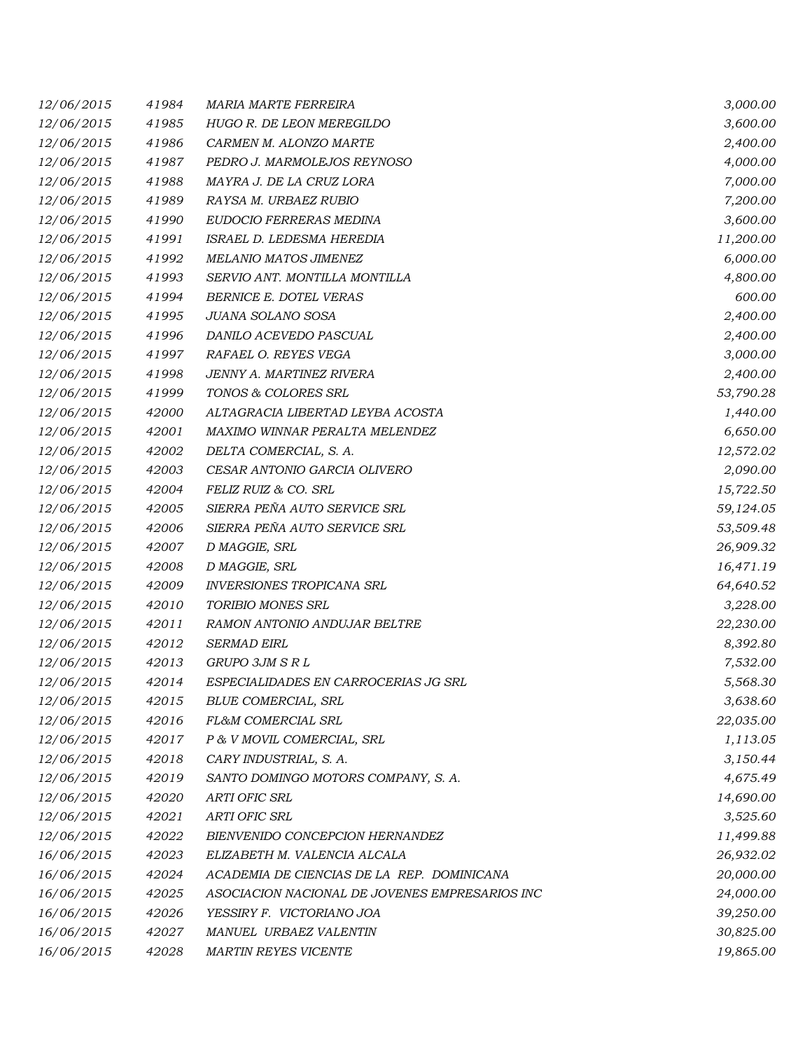| | | | |
|---|---|---|---|
| *12/06/2015* | *41984* | *MARIA MARTE FERREIRA* | *3,000.00* |
| *12/06/2015* | *41985* | *HUGO R. DE LEON MEREGILDO* | *3,600.00* |
| *12/06/2015* | *41986* | *CARMEN M. ALONZO MARTE* | *2,400.00* |
| *12/06/2015* | *41987* | *PEDRO J. MARMOLEJOS REYNOSO* | *4,000.00* |
| *12/06/2015* | *41988* | *MAYRA J. DE LA CRUZ LORA* | *7,000.00* |
| *12/06/2015* | *41989* | *RAYSA M. URBAEZ RUBIO* | *7,200.00* |
| *12/06/2015* | *41990* | *EUDOCIO FERRERAS MEDINA* | *3,600.00* |
| *12/06/2015* | *41991* | *ISRAEL D. LEDESMA HEREDIA* | *11,200.00* |
| *12/06/2015* | *41992* | *MELANIO MATOS JIMENEZ* | *6,000.00* |
| *12/06/2015* | *41993* | *SERVIO ANT. MONTILLA MONTILLA* | *4,800.00* |
| *12/06/2015* | *41994* | *BERNICE E. DOTEL VERAS* | *600.00* |
| *12/06/2015* | *41995* | *JUANA SOLANO SOSA* | *2,400.00* |
| *12/06/2015* | *41996* | *DANILO ACEVEDO PASCUAL* | *2,400.00* |
| *12/06/2015* | *41997* | *RAFAEL O. REYES VEGA* | *3,000.00* |
| *12/06/2015* | *41998* | *JENNY A. MARTINEZ RIVERA* | *2,400.00* |
| *12/06/2015* | *41999* | *TONOS & COLORES SRL* | *53,790.28* |
| *12/06/2015* | *42000* | *ALTAGRACIA LIBERTAD LEYBA ACOSTA* | *1,440.00* |
| *12/06/2015* | *42001* | *MAXIMO WINNAR PERALTA MELENDEZ* | *6,650.00* |
| *12/06/2015* | *42002* | *DELTA COMERCIAL, S. A.* | *12,572.02* |
| *12/06/2015* | *42003* | *CESAR ANTONIO GARCIA OLIVERO* | *2,090.00* |
| *12/06/2015* | *42004* | *FELIZ RUIZ & CO. SRL* | *15,722.50* |
| *12/06/2015* | *42005* | *SIERRA PEÑA AUTO SERVICE SRL* | *59,124.05* |
| *12/06/2015* | *42006* | *SIERRA PEÑA AUTO SERVICE SRL* | *53,509.48* |
| *12/06/2015* | *42007* | *D MAGGIE, SRL* | *26,909.32* |
| *12/06/2015* | *42008* | *D MAGGIE, SRL* | *16,471.19* |
| *12/06/2015* | *42009* | *INVERSIONES TROPICANA SRL* | *64,640.52* |
| *12/06/2015* | *42010* | *TORIBIO MONES SRL* | *3,228.00* |
| *12/06/2015* | *42011* | *RAMON ANTONIO ANDUJAR BELTRE* | *22,230.00* |
| *12/06/2015* | *42012* | *SERMAD EIRL* | *8,392.80* |
| *12/06/2015* | *42013* | *GRUPO 3JM S R L* | *7,532.00* |
| *12/06/2015* | *42014* | *ESPECIALIDADES EN CARROCERIAS JG SRL* | *5,568.30* |
| *12/06/2015* | *42015* | *BLUE COMERCIAL, SRL* | *3,638.60* |
| *12/06/2015* | *42016* | *FL&M COMERCIAL SRL* | *22,035.00* |
| *12/06/2015* | *42017* | *P & V MOVIL COMERCIAL, SRL* | *1,113.05* |
| *12/06/2015* | *42018* | *CARY INDUSTRIAL, S. A.* | *3,150.44* |
| *12/06/2015* | *42019* | *SANTO DOMINGO MOTORS COMPANY, S. A.* | *4,675.49* |
| *12/06/2015* | *42020* | *ARTI OFIC SRL* | *14,690.00* |
| *12/06/2015* | *42021* | *ARTI OFIC SRL* | *3,525.60* |
| *12/06/2015* | *42022* | *BIENVENIDO CONCEPCION HERNANDEZ* | *11,499.88* |
| *16/06/2015* | *42023* | *ELIZABETH M. VALENCIA ALCALA* | *26,932.02* |
| *16/06/2015* | *42024* | *ACADEMIA DE CIENCIAS DE LA REP. DOMINICANA* | *20,000.00* |
| *16/06/2015* | *42025* | *ASOCIACION NACIONAL DE JOVENES EMPRESARIOS INC* | *24,000.00* |
| *16/06/2015* | *42026* | *YESSIRY F. VICTORIANO JOA* | *39,250.00* |
| *16/06/2015* | *42027* | *MANUEL URBAEZ VALENTIN* | *30,825.00* |
| *16/06/2015* | *42028* | *MARTIN REYES VICENTE* | *19,865.00* |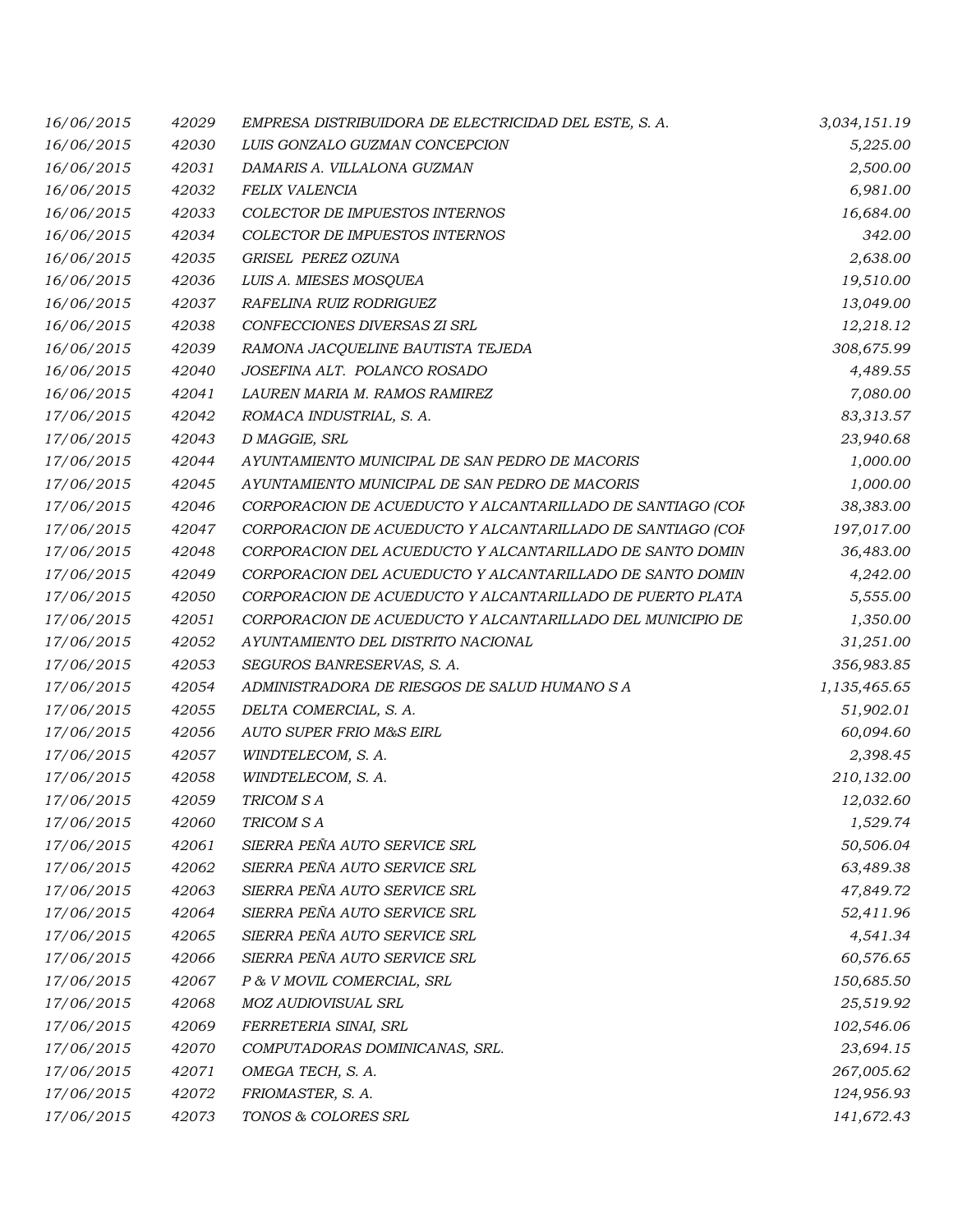| | | | |
|---|---|---|---|
| *16/06/2015* | *42029* | *EMPRESA DISTRIBUIDORA DE ELECTRICIDAD DEL ESTE, S. A.* | *3,034,151.19* |
| *16/06/2015* | *42030* | *LUIS GONZALO GUZMAN CONCEPCION* | *5,225.00* |
| *16/06/2015* | *42031* | *DAMARIS A. VILLALONA GUZMAN* | *2,500.00* |
| *16/06/2015* | *42032* | *FELIX VALENCIA* | *6,981.00* |
| *16/06/2015* | *42033* | *COLECTOR DE IMPUESTOS INTERNOS* | *16,684.00* |
| *16/06/2015* | *42034* | *COLECTOR DE IMPUESTOS INTERNOS* | *342.00* |
| *16/06/2015* | *42035* | *GRISEL PEREZ OZUNA* | *2,638.00* |
| *16/06/2015* | *42036* | *LUIS A. MIESES MOSQUEA* | *19,510.00* |
| *16/06/2015* | *42037* | *RAFELINA RUIZ RODRIGUEZ* | *13,049.00* |
| *16/06/2015* | *42038* | *CONFECCIONES DIVERSAS ZI SRL* | *12,218.12* |
| *16/06/2015* | *42039* | *RAMONA JACQUELINE BAUTISTA TEJEDA* | *308,675.99* |
| *16/06/2015* | *42040* | *JOSEFINA ALT. POLANCO ROSADO* | *4,489.55* |
| *16/06/2015* | *42041* | *LAUREN MARIA M. RAMOS RAMIREZ* | *7,080.00* |
| *17/06/2015* | *42042* | *ROMACA INDUSTRIAL, S. A.* | *83,313.57* |
| *17/06/2015* | *42043* | *D MAGGIE, SRL* | *23,940.68* |
| *17/06/2015* | *42044* | *AYUNTAMIENTO MUNICIPAL DE SAN PEDRO DE MACORIS* | *1,000.00* |
| *17/06/2015* | *42045* | *AYUNTAMIENTO MUNICIPAL DE SAN PEDRO DE MACORIS* | *1,000.00* |
| *17/06/2015* | *42046* | *CORPORACION DE ACUEDUCTO Y ALCANTARILLADO DE SANTIAGO (COF* | *38,383.00* |
| *17/06/2015* | *42047* | *CORPORACION DE ACUEDUCTO Y ALCANTARILLADO DE SANTIAGO (COF* | *197,017.00* |
| *17/06/2015* | *42048* | *CORPORACION DEL ACUEDUCTO Y ALCANTARILLADO DE SANTO DOMIN* | *36,483.00* |
| *17/06/2015* | *42049* | *CORPORACION DEL ACUEDUCTO Y ALCANTARILLADO DE SANTO DOMIN* | *4,242.00* |
| *17/06/2015* | *42050* | *CORPORACION DE ACUEDUCTO Y ALCANTARILLADO DE PUERTO PLATA* | *5,555.00* |
| *17/06/2015* | *42051* | *CORPORACION DE ACUEDUCTO Y ALCANTARILLADO DEL MUNICIPIO DE* | *1,350.00* |
| *17/06/2015* | *42052* | *AYUNTAMIENTO DEL DISTRITO NACIONAL* | *31,251.00* |
| *17/06/2015* | *42053* | *SEGUROS BANRESERVAS, S. A.* | *356,983.85* |
| *17/06/2015* | *42054* | *ADMINISTRADORA DE RIESGOS DE SALUD HUMANO S A* | *1,135,465.65* |
| *17/06/2015* | *42055* | *DELTA COMERCIAL, S. A.* | *51,902.01* |
| *17/06/2015* | *42056* | *AUTO SUPER FRIO M&S EIRL* | *60,094.60* |
| *17/06/2015* | *42057* | *WINDTELECOM, S. A.* | *2,398.45* |
| *17/06/2015* | *42058* | *WINDTELECOM, S. A.* | *210,132.00* |
| *17/06/2015* | *42059* | *TRICOM S A* | *12,032.60* |
| *17/06/2015* | *42060* | *TRICOM S A* | *1,529.74* |
| *17/06/2015* | *42061* | *SIERRA PEÑA AUTO SERVICE SRL* | *50,506.04* |
| *17/06/2015* | *42062* | *SIERRA PEÑA AUTO SERVICE SRL* | *63,489.38* |
| *17/06/2015* | *42063* | *SIERRA PEÑA AUTO SERVICE SRL* | *47,849.72* |
| *17/06/2015* | *42064* | *SIERRA PEÑA AUTO SERVICE SRL* | *52,411.96* |
| *17/06/2015* | *42065* | *SIERRA PEÑA AUTO SERVICE SRL* | *4,541.34* |
| *17/06/2015* | *42066* | *SIERRA PEÑA AUTO SERVICE SRL* | *60,576.65* |
| *17/06/2015* | *42067* | *P & V MOVIL COMERCIAL, SRL* | *150,685.50* |
| *17/06/2015* | *42068* | *MOZ AUDIOVISUAL SRL* | *25,519.92* |
| *17/06/2015* | *42069* | *FERRETERIA SINAI, SRL* | *102,546.06* |
| *17/06/2015* | *42070* | *COMPUTADORAS DOMINICANAS, SRL.* | *23,694.15* |
| *17/06/2015* | *42071* | *OMEGA TECH, S. A.* | *267,005.62* |
| *17/06/2015* | *42072* | *FRIOMASTER, S. A.* | *124,956.93* |
| *17/06/2015* | *42073* | *TONOS & COLORES SRL* | *141,672.43* |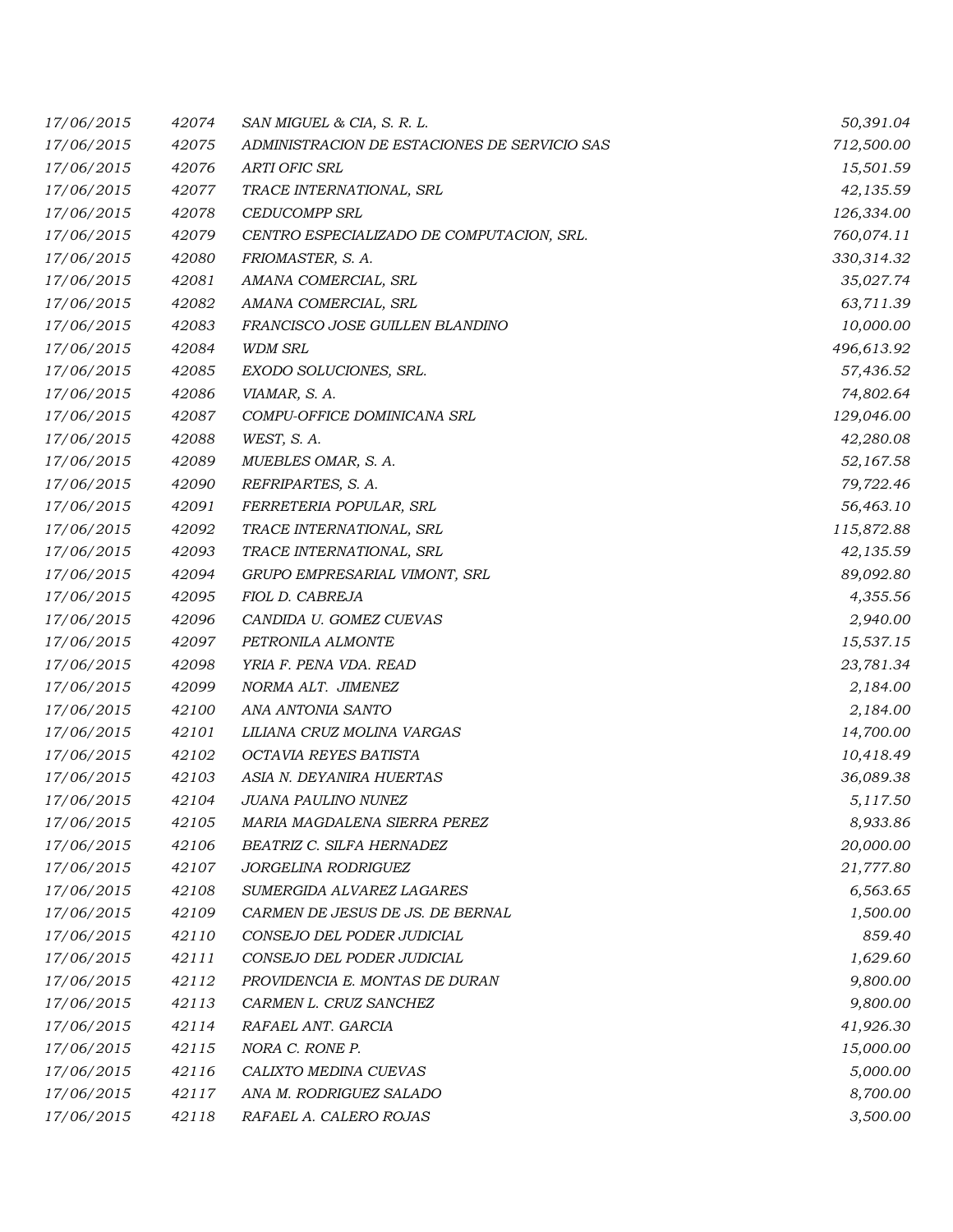| | | | |
|---|---|---|---|
| 17/06/2015 | 42074 | SAN MIGUEL & CIA, S. R. L. | 50,391.04 |
| 17/06/2015 | 42075 | ADMINISTRACION DE ESTACIONES DE SERVICIO SAS | 712,500.00 |
| 17/06/2015 | 42076 | ARTI OFIC SRL | 15,501.59 |
| 17/06/2015 | 42077 | TRACE INTERNATIONAL, SRL | 42,135.59 |
| 17/06/2015 | 42078 | CEDUCOMPP SRL | 126,334.00 |
| 17/06/2015 | 42079 | CENTRO ESPECIALIZADO DE COMPUTACION, SRL. | 760,074.11 |
| 17/06/2015 | 42080 | FRIOMASTER, S. A. | 330,314.32 |
| 17/06/2015 | 42081 | AMANA COMERCIAL, SRL | 35,027.74 |
| 17/06/2015 | 42082 | AMANA COMERCIAL, SRL | 63,711.39 |
| 17/06/2015 | 42083 | FRANCISCO JOSE GUILLEN BLANDINO | 10,000.00 |
| 17/06/2015 | 42084 | WDM SRL | 496,613.92 |
| 17/06/2015 | 42085 | EXODO SOLUCIONES, SRL. | 57,436.52 |
| 17/06/2015 | 42086 | VIAMAR, S. A. | 74,802.64 |
| 17/06/2015 | 42087 | COMPU-OFFICE DOMINICANA SRL | 129,046.00 |
| 17/06/2015 | 42088 | WEST, S. A. | 42,280.08 |
| 17/06/2015 | 42089 | MUEBLES OMAR, S. A. | 52,167.58 |
| 17/06/2015 | 42090 | REFRIPARTES, S. A. | 79,722.46 |
| 17/06/2015 | 42091 | FERRETERIA POPULAR, SRL | 56,463.10 |
| 17/06/2015 | 42092 | TRACE INTERNATIONAL, SRL | 115,872.88 |
| 17/06/2015 | 42093 | TRACE INTERNATIONAL, SRL | 42,135.59 |
| 17/06/2015 | 42094 | GRUPO EMPRESARIAL VIMONT, SRL | 89,092.80 |
| 17/06/2015 | 42095 | FIOL D. CABREJA | 4,355.56 |
| 17/06/2015 | 42096 | CANDIDA U. GOMEZ CUEVAS | 2,940.00 |
| 17/06/2015 | 42097 | PETRONILA ALMONTE | 15,537.15 |
| 17/06/2015 | 42098 | YRIA F. PENA VDA. READ | 23,781.34 |
| 17/06/2015 | 42099 | NORMA ALT.  JIMENEZ | 2,184.00 |
| 17/06/2015 | 42100 | ANA ANTONIA SANTO | 2,184.00 |
| 17/06/2015 | 42101 | LILIANA CRUZ MOLINA VARGAS | 14,700.00 |
| 17/06/2015 | 42102 | OCTAVIA REYES BATISTA | 10,418.49 |
| 17/06/2015 | 42103 | ASIA N. DEYANIRA HUERTAS | 36,089.38 |
| 17/06/2015 | 42104 | JUANA PAULINO NUNEZ | 5,117.50 |
| 17/06/2015 | 42105 | MARIA MAGDALENA SIERRA PEREZ | 8,933.86 |
| 17/06/2015 | 42106 | BEATRIZ C. SILFA HERNADEZ | 20,000.00 |
| 17/06/2015 | 42107 | JORGELINA RODRIGUEZ | 21,777.80 |
| 17/06/2015 | 42108 | SUMERGIDA ALVAREZ LAGARES | 6,563.65 |
| 17/06/2015 | 42109 | CARMEN DE JESUS DE JS. DE BERNAL | 1,500.00 |
| 17/06/2015 | 42110 | CONSEJO DEL PODER JUDICIAL | 859.40 |
| 17/06/2015 | 42111 | CONSEJO DEL PODER JUDICIAL | 1,629.60 |
| 17/06/2015 | 42112 | PROVIDENCIA E. MONTAS DE DURAN | 9,800.00 |
| 17/06/2015 | 42113 | CARMEN L. CRUZ SANCHEZ | 9,800.00 |
| 17/06/2015 | 42114 | RAFAEL ANT. GARCIA | 41,926.30 |
| 17/06/2015 | 42115 | NORA C. RONE P. | 15,000.00 |
| 17/06/2015 | 42116 | CALIXTO MEDINA CUEVAS | 5,000.00 |
| 17/06/2015 | 42117 | ANA M. RODRIGUEZ SALADO | 8,700.00 |
| 17/06/2015 | 42118 | RAFAEL A. CALERO ROJAS | 3,500.00 |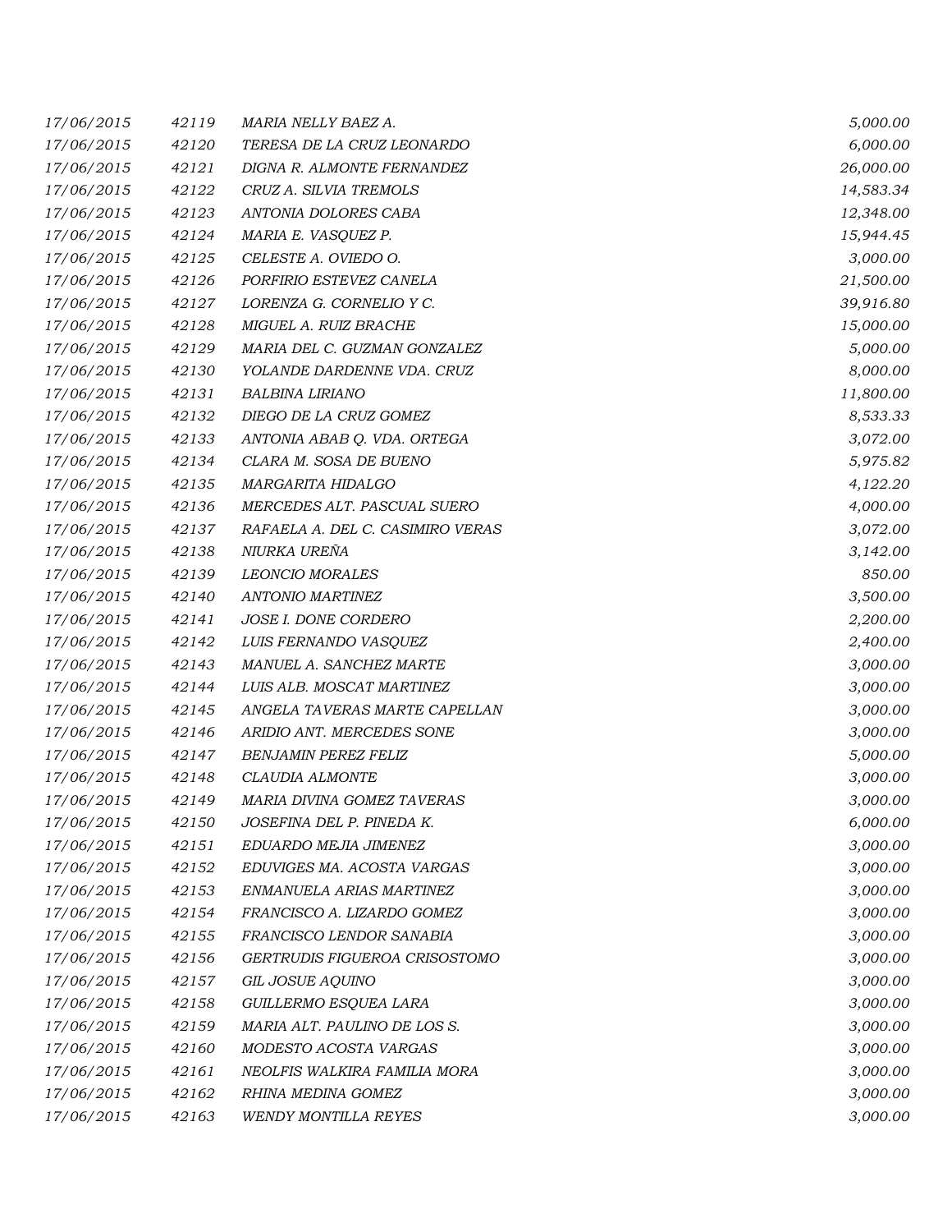| | | | |
|---|---|---|---|
| 17/06/2015 | 42119 | MARIA NELLY BAEZ A. | 5,000.00 |
| 17/06/2015 | 42120 | TERESA DE LA CRUZ LEONARDO | 6,000.00 |
| 17/06/2015 | 42121 | DIGNA R. ALMONTE FERNANDEZ | 26,000.00 |
| 17/06/2015 | 42122 | CRUZ A. SILVIA TREMOLS | 14,583.34 |
| 17/06/2015 | 42123 | ANTONIA DOLORES CABA | 12,348.00 |
| 17/06/2015 | 42124 | MARIA E. VASQUEZ P. | 15,944.45 |
| 17/06/2015 | 42125 | CELESTE A. OVIEDO O. | 3,000.00 |
| 17/06/2015 | 42126 | PORFIRIO ESTEVEZ CANELA | 21,500.00 |
| 17/06/2015 | 42127 | LORENZA G. CORNELIO Y C. | 39,916.80 |
| 17/06/2015 | 42128 | MIGUEL A. RUIZ BRACHE | 15,000.00 |
| 17/06/2015 | 42129 | MARIA DEL C. GUZMAN GONZALEZ | 5,000.00 |
| 17/06/2015 | 42130 | YOLANDE DARDENNE VDA. CRUZ | 8,000.00 |
| 17/06/2015 | 42131 | BALBINA LIRIANO | 11,800.00 |
| 17/06/2015 | 42132 | DIEGO DE LA CRUZ GOMEZ | 8,533.33 |
| 17/06/2015 | 42133 | ANTONIA ABAB Q. VDA. ORTEGA | 3,072.00 |
| 17/06/2015 | 42134 | CLARA M. SOSA DE BUENO | 5,975.82 |
| 17/06/2015 | 42135 | MARGARITA HIDALGO | 4,122.20 |
| 17/06/2015 | 42136 | MERCEDES ALT. PASCUAL SUERO | 4,000.00 |
| 17/06/2015 | 42137 | RAFAELA A. DEL C. CASIMIRO VERAS | 3,072.00 |
| 17/06/2015 | 42138 | NIURKA UREÑA | 3,142.00 |
| 17/06/2015 | 42139 | LEONCIO MORALES | 850.00 |
| 17/06/2015 | 42140 | ANTONIO MARTINEZ | 3,500.00 |
| 17/06/2015 | 42141 | JOSE I. DONE CORDERO | 2,200.00 |
| 17/06/2015 | 42142 | LUIS FERNANDO VASQUEZ | 2,400.00 |
| 17/06/2015 | 42143 | MANUEL A. SANCHEZ MARTE | 3,000.00 |
| 17/06/2015 | 42144 | LUIS ALB. MOSCAT MARTINEZ | 3,000.00 |
| 17/06/2015 | 42145 | ANGELA TAVERAS MARTE CAPELLAN | 3,000.00 |
| 17/06/2015 | 42146 | ARIDIO ANT. MERCEDES SONE | 3,000.00 |
| 17/06/2015 | 42147 | BENJAMIN PEREZ FELIZ | 5,000.00 |
| 17/06/2015 | 42148 | CLAUDIA ALMONTE | 3,000.00 |
| 17/06/2015 | 42149 | MARIA DIVINA GOMEZ TAVERAS | 3,000.00 |
| 17/06/2015 | 42150 | JOSEFINA DEL P. PINEDA K. | 6,000.00 |
| 17/06/2015 | 42151 | EDUARDO MEJIA JIMENEZ | 3,000.00 |
| 17/06/2015 | 42152 | EDUVIGES MA. ACOSTA VARGAS | 3,000.00 |
| 17/06/2015 | 42153 | ENMANUELA ARIAS MARTINEZ | 3,000.00 |
| 17/06/2015 | 42154 | FRANCISCO A. LIZARDO GOMEZ | 3,000.00 |
| 17/06/2015 | 42155 | FRANCISCO LENDOR SANABIA | 3,000.00 |
| 17/06/2015 | 42156 | GERTRUDIS FIGUEROA CRISOSTOMO | 3,000.00 |
| 17/06/2015 | 42157 | GIL JOSUE AQUINO | 3,000.00 |
| 17/06/2015 | 42158 | GUILLERMO ESQUEA LARA | 3,000.00 |
| 17/06/2015 | 42159 | MARIA ALT. PAULINO DE LOS S. | 3,000.00 |
| 17/06/2015 | 42160 | MODESTO ACOSTA VARGAS | 3,000.00 |
| 17/06/2015 | 42161 | NEOLFIS WALKIRA FAMILIA MORA | 3,000.00 |
| 17/06/2015 | 42162 | RHINA MEDINA GOMEZ | 3,000.00 |
| 17/06/2015 | 42163 | WENDY MONTILLA REYES | 3,000.00 |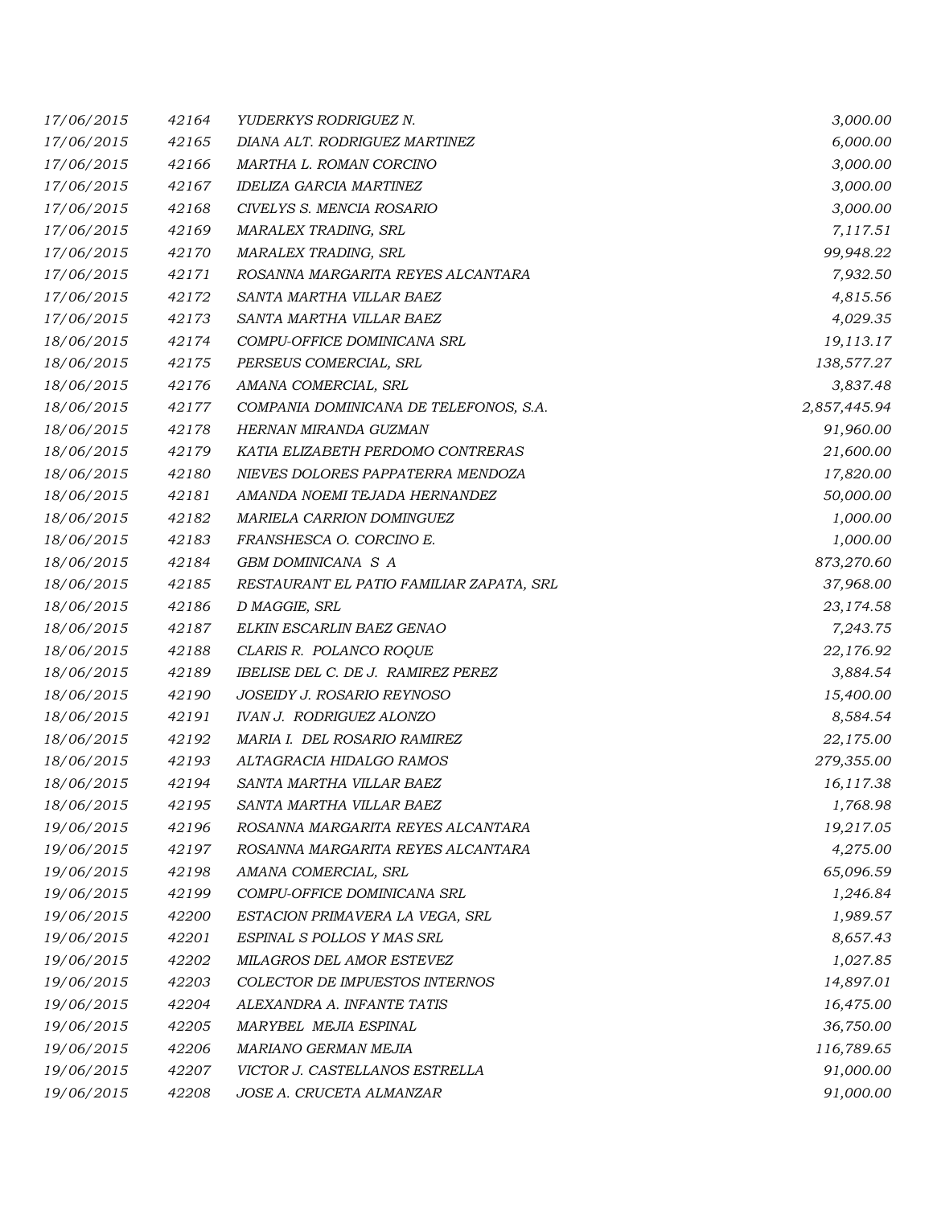| | | | |
|---|---|---|---|
| *17/06/2015* | *42164* | *YUDERKYS RODRIGUEZ N.* | *3,000.00* |
| *17/06/2015* | *42165* | *DIANA ALT. RODRIGUEZ MARTINEZ* | *6,000.00* |
| *17/06/2015* | *42166* | *MARTHA L. ROMAN CORCINO* | *3,000.00* |
| *17/06/2015* | *42167* | *IDELIZA GARCIA MARTINEZ* | *3,000.00* |
| *17/06/2015* | *42168* | *CIVELYS S. MENCIA ROSARIO* | *3,000.00* |
| *17/06/2015* | *42169* | *MARALEX TRADING, SRL* | *7,117.51* |
| *17/06/2015* | *42170* | *MARALEX TRADING, SRL* | *99,948.22* |
| *17/06/2015* | *42171* | *ROSANNA MARGARITA REYES ALCANTARA* | *7,932.50* |
| *17/06/2015* | *42172* | *SANTA MARTHA VILLAR BAEZ* | *4,815.56* |
| *17/06/2015* | *42173* | *SANTA MARTHA VILLAR BAEZ* | *4,029.35* |
| *18/06/2015* | *42174* | *COMPU-OFFICE DOMINICANA SRL* | *19,113.17* |
| *18/06/2015* | *42175* | *PERSEUS COMERCIAL, SRL* | *138,577.27* |
| *18/06/2015* | *42176* | *AMANA COMERCIAL, SRL* | *3,837.48* |
| *18/06/2015* | *42177* | *COMPANIA DOMINICANA DE TELEFONOS, S.A.* | *2,857,445.94* |
| *18/06/2015* | *42178* | *HERNAN MIRANDA GUZMAN* | *91,960.00* |
| *18/06/2015* | *42179* | *KATIA ELIZABETH PERDOMO CONTRERAS* | *21,600.00* |
| *18/06/2015* | *42180* | *NIEVES DOLORES PAPPATERRA MENDOZA* | *17,820.00* |
| *18/06/2015* | *42181* | *AMANDA NOEMI TEJADA HERNANDEZ* | *50,000.00* |
| *18/06/2015* | *42182* | *MARIELA CARRION DOMINGUEZ* | *1,000.00* |
| *18/06/2015* | *42183* | *FRANSHESCA O. CORCINO E.* | *1,000.00* |
| *18/06/2015* | *42184* | *GBM DOMINICANA S A* | *873,270.60* |
| *18/06/2015* | *42185* | *RESTAURANT EL PATIO FAMILIAR ZAPATA, SRL* | *37,968.00* |
| *18/06/2015* | *42186* | *D MAGGIE, SRL* | *23,174.58* |
| *18/06/2015* | *42187* | *ELKIN ESCARLIN BAEZ GENAO* | *7,243.75* |
| *18/06/2015* | *42188* | *CLARIS R. POLANCO ROQUE* | *22,176.92* |
| *18/06/2015* | *42189* | *IBELISE DEL C. DE J. RAMIREZ PEREZ* | *3,884.54* |
| *18/06/2015* | *42190* | *JOSEIDY J. ROSARIO REYNOSO* | *15,400.00* |
| *18/06/2015* | *42191* | *IVAN J. RODRIGUEZ ALONZO* | *8,584.54* |
| *18/06/2015* | *42192* | *MARIA I. DEL ROSARIO RAMIREZ* | *22,175.00* |
| *18/06/2015* | *42193* | *ALTAGRACIA HIDALGO RAMOS* | *279,355.00* |
| *18/06/2015* | *42194* | *SANTA MARTHA VILLAR BAEZ* | *16,117.38* |
| *18/06/2015* | *42195* | *SANTA MARTHA VILLAR BAEZ* | *1,768.98* |
| *19/06/2015* | *42196* | *ROSANNA MARGARITA REYES ALCANTARA* | *19,217.05* |
| *19/06/2015* | *42197* | *ROSANNA MARGARITA REYES ALCANTARA* | *4,275.00* |
| *19/06/2015* | *42198* | *AMANA COMERCIAL, SRL* | *65,096.59* |
| *19/06/2015* | *42199* | *COMPU-OFFICE DOMINICANA SRL* | *1,246.84* |
| *19/06/2015* | *42200* | *ESTACION PRIMAVERA LA VEGA, SRL* | *1,989.57* |
| *19/06/2015* | *42201* | *ESPINAL S POLLOS Y MAS SRL* | *8,657.43* |
| *19/06/2015* | *42202* | *MILAGROS DEL AMOR ESTEVEZ* | *1,027.85* |
| *19/06/2015* | *42203* | *COLECTOR DE IMPUESTOS INTERNOS* | *14,897.01* |
| *19/06/2015* | *42204* | *ALEXANDRA A. INFANTE TATIS* | *16,475.00* |
| *19/06/2015* | *42205* | *MARYBEL MEJIA ESPINAL* | *36,750.00* |
| *19/06/2015* | *42206* | *MARIANO GERMAN MEJIA* | *116,789.65* |
| *19/06/2015* | *42207* | *VICTOR J. CASTELLANOS ESTRELLA* | *91,000.00* |
| *19/06/2015* | *42208* | *JOSE A. CRUCETA ALMANZAR* | *91,000.00* |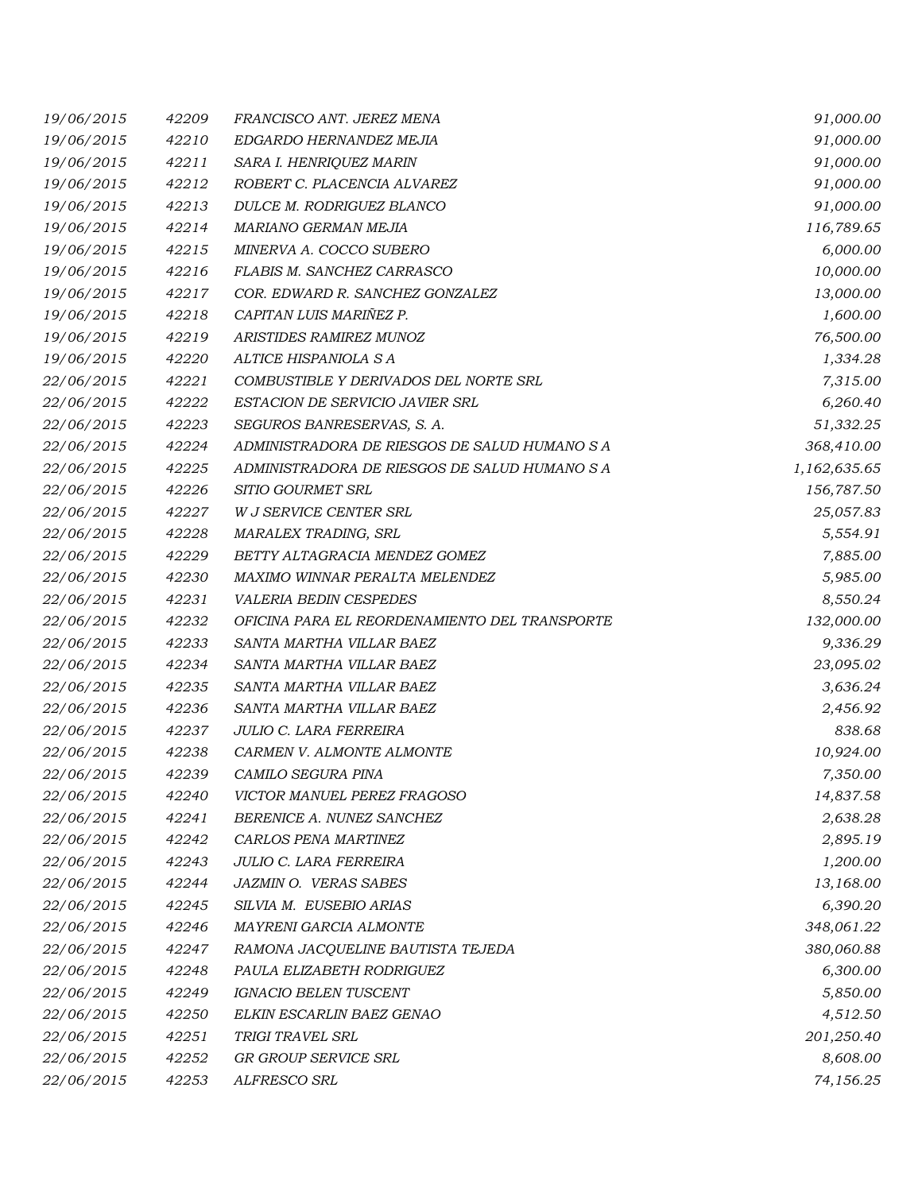| | | | |
|---|---|---|---|
| 19/06/2015 | 42209 | FRANCISCO ANT. JEREZ MENA | 91,000.00 |
| 19/06/2015 | 42210 | EDGARDO HERNANDEZ MEJIA | 91,000.00 |
| 19/06/2015 | 42211 | SARA I. HENRIQUEZ MARIN | 91,000.00 |
| 19/06/2015 | 42212 | ROBERT C. PLACENCIA ALVAREZ | 91,000.00 |
| 19/06/2015 | 42213 | DULCE M. RODRIGUEZ BLANCO | 91,000.00 |
| 19/06/2015 | 42214 | MARIANO GERMAN MEJIA | 116,789.65 |
| 19/06/2015 | 42215 | MINERVA A. COCCO SUBERO | 6,000.00 |
| 19/06/2015 | 42216 | FLABIS M. SANCHEZ CARRASCO | 10,000.00 |
| 19/06/2015 | 42217 | COR. EDWARD R. SANCHEZ GONZALEZ | 13,000.00 |
| 19/06/2015 | 42218 | CAPITAN LUIS MARIÑEZ P. | 1,600.00 |
| 19/06/2015 | 42219 | ARISTIDES RAMIREZ MUNOZ | 76,500.00 |
| 19/06/2015 | 42220 | ALTICE HISPANIOLA S A | 1,334.28 |
| 22/06/2015 | 42221 | COMBUSTIBLE Y DERIVADOS DEL NORTE SRL | 7,315.00 |
| 22/06/2015 | 42222 | ESTACION DE SERVICIO JAVIER SRL | 6,260.40 |
| 22/06/2015 | 42223 | SEGUROS BANRESERVAS, S. A. | 51,332.25 |
| 22/06/2015 | 42224 | ADMINISTRADORA DE RIESGOS DE SALUD HUMANO S A | 368,410.00 |
| 22/06/2015 | 42225 | ADMINISTRADORA DE RIESGOS DE SALUD HUMANO S A | 1,162,635.65 |
| 22/06/2015 | 42226 | SITIO GOURMET SRL | 156,787.50 |
| 22/06/2015 | 42227 | W J SERVICE CENTER SRL | 25,057.83 |
| 22/06/2015 | 42228 | MARALEX TRADING, SRL | 5,554.91 |
| 22/06/2015 | 42229 | BETTY ALTAGRACIA MENDEZ GOMEZ | 7,885.00 |
| 22/06/2015 | 42230 | MAXIMO WINNAR PERALTA MELENDEZ | 5,985.00 |
| 22/06/2015 | 42231 | VALERIA BEDIN CESPEDES | 8,550.24 |
| 22/06/2015 | 42232 | OFICINA PARA EL REORDENAMIENTO DEL TRANSPORTE | 132,000.00 |
| 22/06/2015 | 42233 | SANTA MARTHA VILLAR BAEZ | 9,336.29 |
| 22/06/2015 | 42234 | SANTA MARTHA VILLAR BAEZ | 23,095.02 |
| 22/06/2015 | 42235 | SANTA MARTHA VILLAR BAEZ | 3,636.24 |
| 22/06/2015 | 42236 | SANTA MARTHA VILLAR BAEZ | 2,456.92 |
| 22/06/2015 | 42237 | JULIO C. LARA FERREIRA | 838.68 |
| 22/06/2015 | 42238 | CARMEN V. ALMONTE ALMONTE | 10,924.00 |
| 22/06/2015 | 42239 | CAMILO SEGURA PINA | 7,350.00 |
| 22/06/2015 | 42240 | VICTOR MANUEL PEREZ FRAGOSO | 14,837.58 |
| 22/06/2015 | 42241 | BERENICE A. NUNEZ SANCHEZ | 2,638.28 |
| 22/06/2015 | 42242 | CARLOS PENA MARTINEZ | 2,895.19 |
| 22/06/2015 | 42243 | JULIO C. LARA FERREIRA | 1,200.00 |
| 22/06/2015 | 42244 | JAZMIN O. VERAS SABES | 13,168.00 |
| 22/06/2015 | 42245 | SILVIA M. EUSEBIO ARIAS | 6,390.20 |
| 22/06/2015 | 42246 | MAYRENI GARCIA ALMONTE | 348,061.22 |
| 22/06/2015 | 42247 | RAMONA JACQUELINE BAUTISTA TEJEDA | 380,060.88 |
| 22/06/2015 | 42248 | PAULA ELIZABETH RODRIGUEZ | 6,300.00 |
| 22/06/2015 | 42249 | IGNACIO BELEN TUSCENT | 5,850.00 |
| 22/06/2015 | 42250 | ELKIN ESCARLIN BAEZ GENAO | 4,512.50 |
| 22/06/2015 | 42251 | TRIGI TRAVEL SRL | 201,250.40 |
| 22/06/2015 | 42252 | GR GROUP SERVICE SRL | 8,608.00 |
| 22/06/2015 | 42253 | ALFRESCO SRL | 74,156.25 |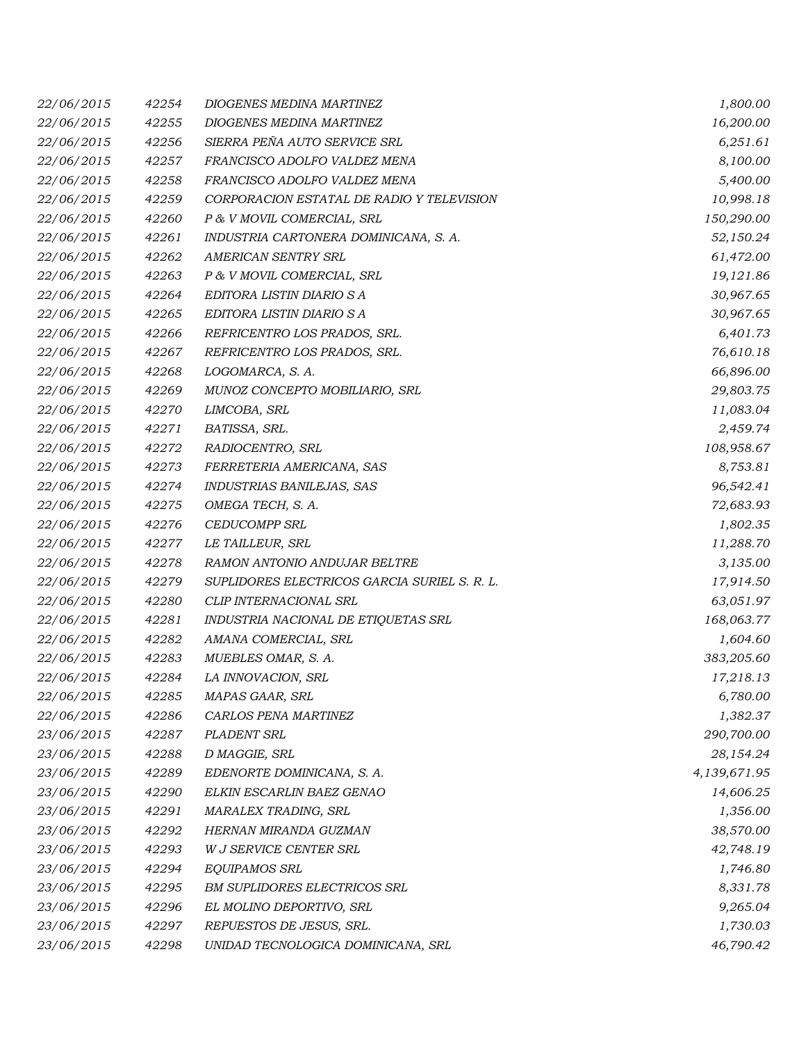| | | | |
|---|---|---|---|
| 22/06/2015 | 42254 | DIOGENES MEDINA MARTINEZ | 1,800.00 |
| 22/06/2015 | 42255 | DIOGENES MEDINA MARTINEZ | 16,200.00 |
| 22/06/2015 | 42256 | SIERRA PEÑA AUTO SERVICE SRL | 6,251.61 |
| 22/06/2015 | 42257 | FRANCISCO ADOLFO VALDEZ MENA | 8,100.00 |
| 22/06/2015 | 42258 | FRANCISCO ADOLFO VALDEZ MENA | 5,400.00 |
| 22/06/2015 | 42259 | CORPORACION ESTATAL DE RADIO Y TELEVISION | 10,998.18 |
| 22/06/2015 | 42260 | P & V MOVIL COMERCIAL, SRL | 150,290.00 |
| 22/06/2015 | 42261 | INDUSTRIA CARTONERA DOMINICANA, S. A. | 52,150.24 |
| 22/06/2015 | 42262 | AMERICAN SENTRY SRL | 61,472.00 |
| 22/06/2015 | 42263 | P & V MOVIL COMERCIAL, SRL | 19,121.86 |
| 22/06/2015 | 42264 | EDITORA LISTIN DIARIO S A | 30,967.65 |
| 22/06/2015 | 42265 | EDITORA LISTIN DIARIO S A | 30,967.65 |
| 22/06/2015 | 42266 | REFRICENTRO LOS PRADOS, SRL. | 6,401.73 |
| 22/06/2015 | 42267 | REFRICENTRO LOS PRADOS, SRL. | 76,610.18 |
| 22/06/2015 | 42268 | LOGOMARCA, S. A. | 66,896.00 |
| 22/06/2015 | 42269 | MUNOZ CONCEPTO MOBILIARIO, SRL | 29,803.75 |
| 22/06/2015 | 42270 | LIMCOBA, SRL | 11,083.04 |
| 22/06/2015 | 42271 | BATISSA, SRL. | 2,459.74 |
| 22/06/2015 | 42272 | RADIOCENTRO, SRL | 108,958.67 |
| 22/06/2015 | 42273 | FERRETERIA AMERICANA, SAS | 8,753.81 |
| 22/06/2015 | 42274 | INDUSTRIAS BANILEJAS, SAS | 96,542.41 |
| 22/06/2015 | 42275 | OMEGA TECH, S. A. | 72,683.93 |
| 22/06/2015 | 42276 | CEDUCOMPP SRL | 1,802.35 |
| 22/06/2015 | 42277 | LE TAILLEUR, SRL | 11,288.70 |
| 22/06/2015 | 42278 | RAMON ANTONIO ANDUJAR BELTRE | 3,135.00 |
| 22/06/2015 | 42279 | SUPLIDORES ELECTRICOS GARCIA SURIEL S. R. L. | 17,914.50 |
| 22/06/2015 | 42280 | CLIP INTERNACIONAL SRL | 63,051.97 |
| 22/06/2015 | 42281 | INDUSTRIA NACIONAL DE ETIQUETAS SRL | 168,063.77 |
| 22/06/2015 | 42282 | AMANA COMERCIAL, SRL | 1,604.60 |
| 22/06/2015 | 42283 | MUEBLES OMAR, S. A. | 383,205.60 |
| 22/06/2015 | 42284 | LA INNOVACION, SRL | 17,218.13 |
| 22/06/2015 | 42285 | MAPAS GAAR, SRL | 6,780.00 |
| 22/06/2015 | 42286 | CARLOS PENA MARTINEZ | 1,382.37 |
| 23/06/2015 | 42287 | PLADENT SRL | 290,700.00 |
| 23/06/2015 | 42288 | D MAGGIE, SRL | 28,154.24 |
| 23/06/2015 | 42289 | EDENORTE DOMINICANA, S. A. | 4,139,671.95 |
| 23/06/2015 | 42290 | ELKIN ESCARLIN BAEZ GENAO | 14,606.25 |
| 23/06/2015 | 42291 | MARALEX TRADING, SRL | 1,356.00 |
| 23/06/2015 | 42292 | HERNAN MIRANDA GUZMAN | 38,570.00 |
| 23/06/2015 | 42293 | W J SERVICE CENTER SRL | 42,748.19 |
| 23/06/2015 | 42294 | EQUIPAMOS SRL | 1,746.80 |
| 23/06/2015 | 42295 | BM SUPLIDORES ELECTRICOS SRL | 8,331.78 |
| 23/06/2015 | 42296 | EL MOLINO DEPORTIVO, SRL | 9,265.04 |
| 23/06/2015 | 42297 | REPUESTOS DE JESUS, SRL. | 1,730.03 |
| 23/06/2015 | 42298 | UNIDAD TECNOLOGICA DOMINICANA, SRL | 46,790.42 |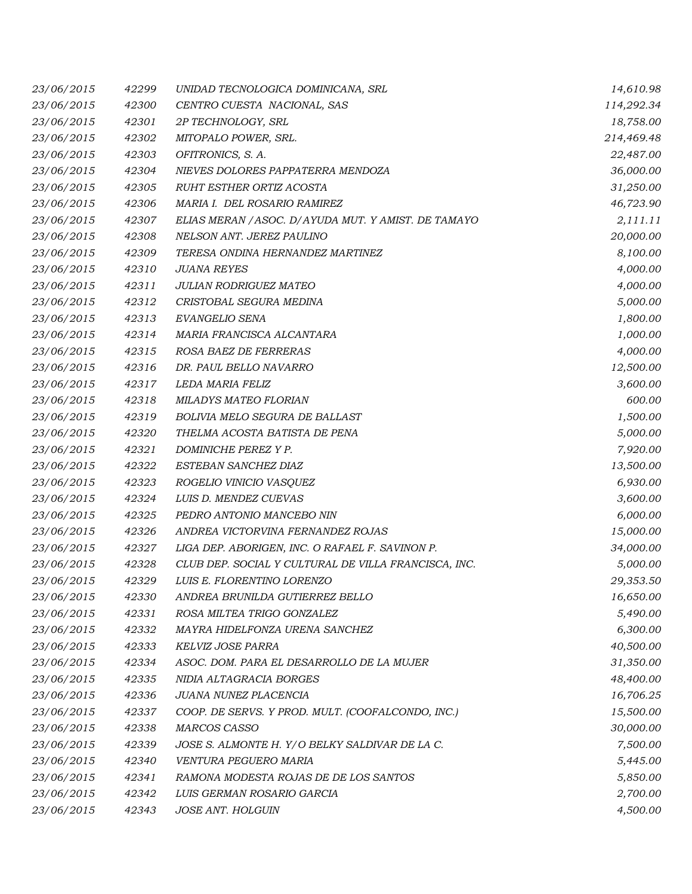| | | | |
|---|---|---|---|
| *23/06/2015* | *42299* | *UNIDAD TECNOLOGICA DOMINICANA, SRL* | *14,610.98* |
| *23/06/2015* | *42300* | *CENTRO CUESTA NACIONAL, SAS* | *114,292.34* |
| *23/06/2015* | *42301* | *2P TECHNOLOGY, SRL* | *18,758.00* |
| *23/06/2015* | *42302* | *MITOPALO POWER, SRL.* | *214,469.48* |
| *23/06/2015* | *42303* | *OFITRONICS, S. A.* | *22,487.00* |
| *23/06/2015* | *42304* | *NIEVES DOLORES PAPPATERRA MENDOZA* | *36,000.00* |
| *23/06/2015* | *42305* | *RUHT ESTHER ORTIZ ACOSTA* | *31,250.00* |
| *23/06/2015* | *42306* | *MARIA I. DEL ROSARIO RAMIREZ* | *46,723.90* |
| *23/06/2015* | *42307* | *ELIAS MERAN /ASOC. D/AYUDA MUT. Y AMIST. DE TAMAYO* | *2,111.11* |
| *23/06/2015* | *42308* | *NELSON ANT. JEREZ PAULINO* | *20,000.00* |
| *23/06/2015* | *42309* | *TERESA ONDINA HERNANDEZ MARTINEZ* | *8,100.00* |
| *23/06/2015* | *42310* | *JUANA REYES* | *4,000.00* |
| *23/06/2015* | *42311* | *JULIAN RODRIGUEZ MATEO* | *4,000.00* |
| *23/06/2015* | *42312* | *CRISTOBAL SEGURA MEDINA* | *5,000.00* |
| *23/06/2015* | *42313* | *EVANGELIO SENA* | *1,800.00* |
| *23/06/2015* | *42314* | *MARIA FRANCISCA ALCANTARA* | *1,000.00* |
| *23/06/2015* | *42315* | *ROSA BAEZ DE FERRERAS* | *4,000.00* |
| *23/06/2015* | *42316* | *DR. PAUL BELLO NAVARRO* | *12,500.00* |
| *23/06/2015* | *42317* | *LEDA MARIA FELIZ* | *3,600.00* |
| *23/06/2015* | *42318* | *MILADYS MATEO FLORIAN* | *600.00* |
| *23/06/2015* | *42319* | *BOLIVIA MELO SEGURA DE BALLAST* | *1,500.00* |
| *23/06/2015* | *42320* | *THELMA ACOSTA BATISTA DE PENA* | *5,000.00* |
| *23/06/2015* | *42321* | *DOMINICHE PEREZ Y P.* | *7,920.00* |
| *23/06/2015* | *42322* | *ESTEBAN SANCHEZ DIAZ* | *13,500.00* |
| *23/06/2015* | *42323* | *ROGELIO VINICIO VASQUEZ* | *6,930.00* |
| *23/06/2015* | *42324* | *LUIS D. MENDEZ CUEVAS* | *3,600.00* |
| *23/06/2015* | *42325* | *PEDRO ANTONIO MANCEBO NIN* | *6,000.00* |
| *23/06/2015* | *42326* | *ANDREA VICTORVINA FERNANDEZ ROJAS* | *15,000.00* |
| *23/06/2015* | *42327* | *LIGA DEP. ABORIGEN, INC. O RAFAEL F. SAVINON P.* | *34,000.00* |
| *23/06/2015* | *42328* | *CLUB DEP. SOCIAL Y CULTURAL DE VILLA FRANCISCA, INC.* | *5,000.00* |
| *23/06/2015* | *42329* | *LUIS E. FLORENTINO LORENZO* | *29,353.50* |
| *23/06/2015* | *42330* | *ANDREA BRUNILDA GUTIERREZ BELLO* | *16,650.00* |
| *23/06/2015* | *42331* | *ROSA MILTEA TRIGO GONZALEZ* | *5,490.00* |
| *23/06/2015* | *42332* | *MAYRA HIDELFONZA URENA SANCHEZ* | *6,300.00* |
| *23/06/2015* | *42333* | *KELVIZ JOSE PARRA* | *40,500.00* |
| *23/06/2015* | *42334* | *ASOC. DOM. PARA EL DESARROLLO DE LA MUJER* | *31,350.00* |
| *23/06/2015* | *42335* | *NIDIA ALTAGRACIA BORGES* | *48,400.00* |
| *23/06/2015* | *42336* | *JUANA NUNEZ PLACENCIA* | *16,706.25* |
| *23/06/2015* | *42337* | *COOP. DE SERVS. Y PROD. MULT. (COOFALCONDO, INC.)* | *15,500.00* |
| *23/06/2015* | *42338* | *MARCOS CASSO* | *30,000.00* |
| *23/06/2015* | *42339* | *JOSE S. ALMONTE H. Y/O BELKY SALDIVAR DE LA C.* | *7,500.00* |
| *23/06/2015* | *42340* | *VENTURA PEGUERO MARIA* | *5,445.00* |
| *23/06/2015* | *42341* | *RAMONA MODESTA ROJAS DE DE LOS SANTOS* | *5,850.00* |
| *23/06/2015* | *42342* | *LUIS GERMAN ROSARIO GARCIA* | *2,700.00* |
| *23/06/2015* | *42343* | *JOSE ANT. HOLGUIN* | *4,500.00* |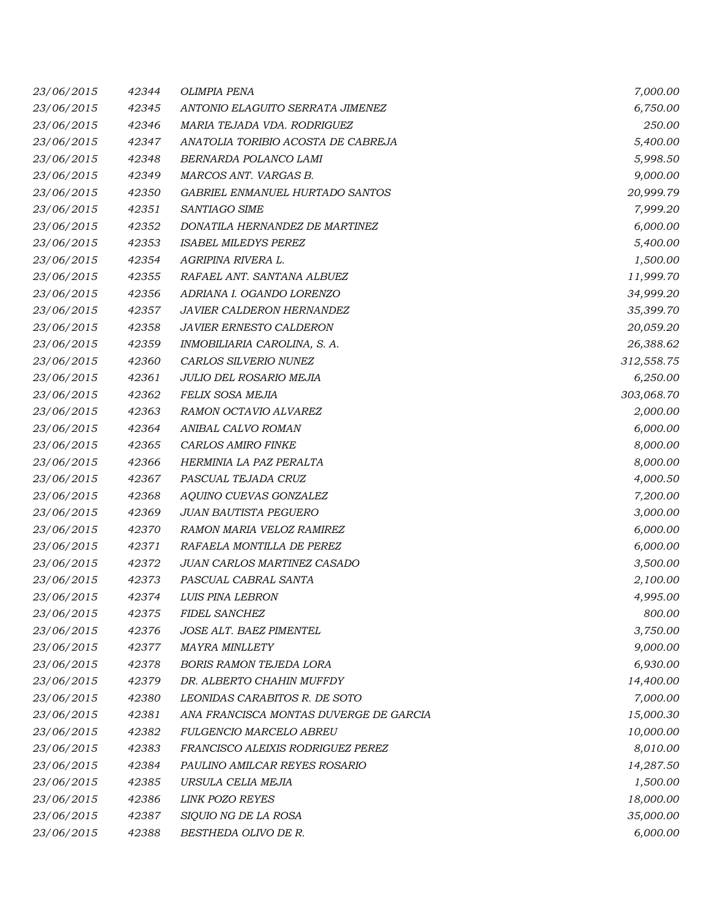| | | | |
|---|---|---|---|
| *23/06/2015* | *42344* | *OLIMPIA PENA* | *7,000.00* |
| *23/06/2015* | *42345* | *ANTONIO ELAGUITO SERRATA JIMENEZ* | *6,750.00* |
| *23/06/2015* | *42346* | *MARIA TEJADA VDA. RODRIGUEZ* | *250.00* |
| *23/06/2015* | *42347* | *ANATOLIA TORIBIO ACOSTA DE CABREJA* | *5,400.00* |
| *23/06/2015* | *42348* | *BERNARDA POLANCO LAMI* | *5,998.50* |
| *23/06/2015* | *42349* | *MARCOS ANT. VARGAS B.* | *9,000.00* |
| *23/06/2015* | *42350* | *GABRIEL ENMANUEL HURTADO SANTOS* | *20,999.79* |
| *23/06/2015* | *42351* | *SANTIAGO SIME* | *7,999.20* |
| *23/06/2015* | *42352* | *DONATILA HERNANDEZ DE MARTINEZ* | *6,000.00* |
| *23/06/2015* | *42353* | *ISABEL MILEDYS PEREZ* | *5,400.00* |
| *23/06/2015* | *42354* | *AGRIPINA RIVERA L.* | *1,500.00* |
| *23/06/2015* | *42355* | *RAFAEL ANT. SANTANA ALBUEZ* | *11,999.70* |
| *23/06/2015* | *42356* | *ADRIANA I. OGANDO LORENZO* | *34,999.20* |
| *23/06/2015* | *42357* | *JAVIER CALDERON HERNANDEZ* | *35,399.70* |
| *23/06/2015* | *42358* | *JAVIER ERNESTO CALDERON* | *20,059.20* |
| *23/06/2015* | *42359* | *INMOBILIARIA CAROLINA, S. A.* | *26,388.62* |
| *23/06/2015* | *42360* | *CARLOS SILVERIO NUNEZ* | *312,558.75* |
| *23/06/2015* | *42361* | *JULIO DEL ROSARIO MEJIA* | *6,250.00* |
| *23/06/2015* | *42362* | *FELIX SOSA MEJIA* | *303,068.70* |
| *23/06/2015* | *42363* | *RAMON OCTAVIO ALVAREZ* | *2,000.00* |
| *23/06/2015* | *42364* | *ANIBAL CALVO ROMAN* | *6,000.00* |
| *23/06/2015* | *42365* | *CARLOS AMIRO FINKE* | *8,000.00* |
| *23/06/2015* | *42366* | *HERMINIA LA PAZ PERALTA* | *8,000.00* |
| *23/06/2015* | *42367* | *PASCUAL TEJADA CRUZ* | *4,000.50* |
| *23/06/2015* | *42368* | *AQUINO CUEVAS GONZALEZ* | *7,200.00* |
| *23/06/2015* | *42369* | *JUAN BAUTISTA PEGUERO* | *3,000.00* |
| *23/06/2015* | *42370* | *RAMON MARIA VELOZ RAMIREZ* | *6,000.00* |
| *23/06/2015* | *42371* | *RAFAELA MONTILLA DE PEREZ* | *6,000.00* |
| *23/06/2015* | *42372* | *JUAN CARLOS MARTINEZ CASADO* | *3,500.00* |
| *23/06/2015* | *42373* | *PASCUAL CABRAL SANTA* | *2,100.00* |
| *23/06/2015* | *42374* | *LUIS PINA LEBRON* | *4,995.00* |
| *23/06/2015* | *42375* | *FIDEL SANCHEZ* | *800.00* |
| *23/06/2015* | *42376* | *JOSE ALT. BAEZ PIMENTEL* | *3,750.00* |
| *23/06/2015* | *42377* | *MAYRA MINLLETY* | *9,000.00* |
| *23/06/2015* | *42378* | *BORIS RAMON TEJEDA LORA* | *6,930.00* |
| *23/06/2015* | *42379* | *DR. ALBERTO CHAHIN MUFFDY* | *14,400.00* |
| *23/06/2015* | *42380* | *LEONIDAS CARABITOS R. DE SOTO* | *7,000.00* |
| *23/06/2015* | *42381* | *ANA FRANCISCA MONTAS DUVERGE DE GARCIA* | *15,000.30* |
| *23/06/2015* | *42382* | *FULGENCIO MARCELO ABREU* | *10,000.00* |
| *23/06/2015* | *42383* | *FRANCISCO ALEIXIS RODRIGUEZ PEREZ* | *8,010.00* |
| *23/06/2015* | *42384* | *PAULINO AMILCAR REYES ROSARIO* | *14,287.50* |
| *23/06/2015* | *42385* | *URSULA CELIA MEJIA* | *1,500.00* |
| *23/06/2015* | *42386* | *LINK POZO REYES* | *18,000.00* |
| *23/06/2015* | *42387* | *SIQUIO NG DE LA ROSA* | *35,000.00* |
| *23/06/2015* | *42388* | *BESTHEDA OLIVO DE R.* | *6,000.00* |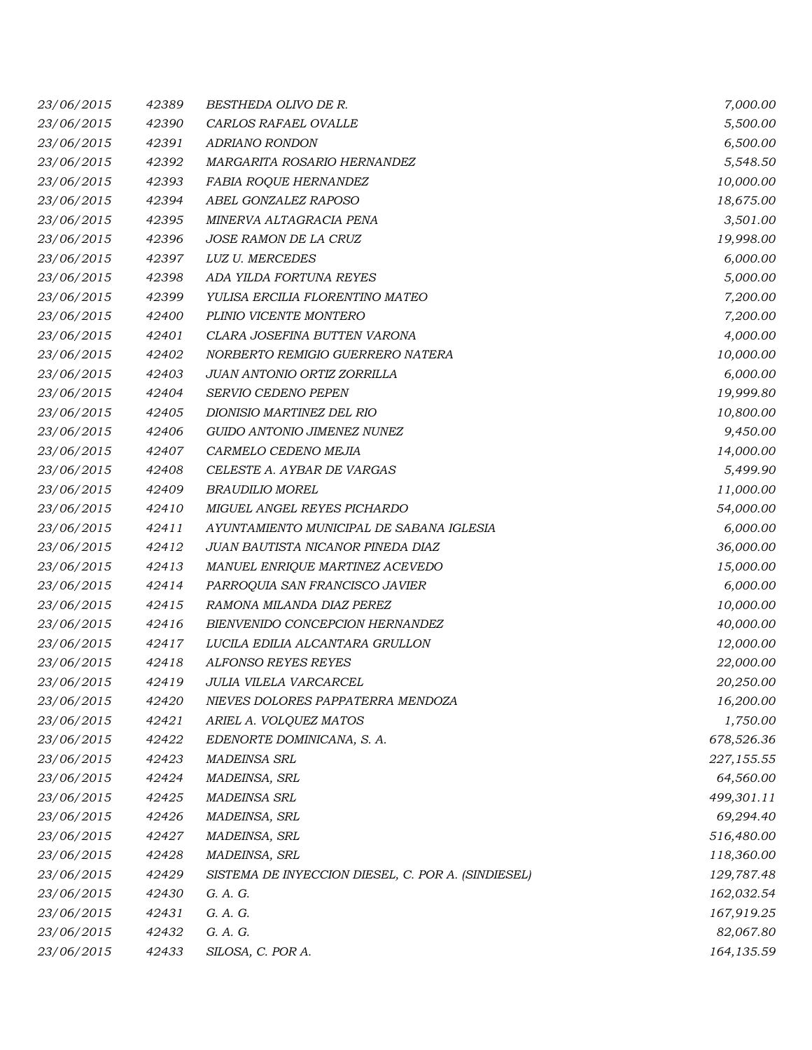| | | | |
|---|---|---|---|
| 23/06/2015 | 42389 | BESTHEDA OLIVO DE R. | 7,000.00 |
| 23/06/2015 | 42390 | CARLOS RAFAEL OVALLE | 5,500.00 |
| 23/06/2015 | 42391 | ADRIANO RONDON | 6,500.00 |
| 23/06/2015 | 42392 | MARGARITA ROSARIO HERNANDEZ | 5,548.50 |
| 23/06/2015 | 42393 | FABIA ROQUE HERNANDEZ | 10,000.00 |
| 23/06/2015 | 42394 | ABEL GONZALEZ RAPOSO | 18,675.00 |
| 23/06/2015 | 42395 | MINERVA ALTAGRACIA PENA | 3,501.00 |
| 23/06/2015 | 42396 | JOSE RAMON DE LA CRUZ | 19,998.00 |
| 23/06/2015 | 42397 | LUZ U. MERCEDES | 6,000.00 |
| 23/06/2015 | 42398 | ADA YILDA FORTUNA REYES | 5,000.00 |
| 23/06/2015 | 42399 | YULISA ERCILIA FLORENTINO MATEO | 7,200.00 |
| 23/06/2015 | 42400 | PLINIO VICENTE MONTERO | 7,200.00 |
| 23/06/2015 | 42401 | CLARA JOSEFINA BUTTEN VARONA | 4,000.00 |
| 23/06/2015 | 42402 | NORBERTO REMIGIO GUERRERO NATERA | 10,000.00 |
| 23/06/2015 | 42403 | JUAN ANTONIO ORTIZ ZORRILLA | 6,000.00 |
| 23/06/2015 | 42404 | SERVIO CEDENO PEPEN | 19,999.80 |
| 23/06/2015 | 42405 | DIONISIO MARTINEZ DEL RIO | 10,800.00 |
| 23/06/2015 | 42406 | GUIDO ANTONIO JIMENEZ NUNEZ | 9,450.00 |
| 23/06/2015 | 42407 | CARMELO CEDENO MEJIA | 14,000.00 |
| 23/06/2015 | 42408 | CELESTE A. AYBAR DE VARGAS | 5,499.90 |
| 23/06/2015 | 42409 | BRAUDILIO MOREL | 11,000.00 |
| 23/06/2015 | 42410 | MIGUEL ANGEL REYES PICHARDO | 54,000.00 |
| 23/06/2015 | 42411 | AYUNTAMIENTO MUNICIPAL DE SABANA IGLESIA | 6,000.00 |
| 23/06/2015 | 42412 | JUAN BAUTISTA NICANOR PINEDA DIAZ | 36,000.00 |
| 23/06/2015 | 42413 | MANUEL ENRIQUE MARTINEZ ACEVEDO | 15,000.00 |
| 23/06/2015 | 42414 | PARROQUIA SAN FRANCISCO JAVIER | 6,000.00 |
| 23/06/2015 | 42415 | RAMONA MILANDA DIAZ PEREZ | 10,000.00 |
| 23/06/2015 | 42416 | BIENVENIDO CONCEPCION HERNANDEZ | 40,000.00 |
| 23/06/2015 | 42417 | LUCILA EDILIA ALCANTARA GRULLON | 12,000.00 |
| 23/06/2015 | 42418 | ALFONSO REYES REYES | 22,000.00 |
| 23/06/2015 | 42419 | JULIA VILELA VARCARCEL | 20,250.00 |
| 23/06/2015 | 42420 | NIEVES DOLORES PAPPATERRA MENDOZA | 16,200.00 |
| 23/06/2015 | 42421 | ARIEL A. VOLQUEZ MATOS | 1,750.00 |
| 23/06/2015 | 42422 | EDENORTE DOMINICANA, S. A. | 678,526.36 |
| 23/06/2015 | 42423 | MADEINSA SRL | 227,155.55 |
| 23/06/2015 | 42424 | MADEINSA, SRL | 64,560.00 |
| 23/06/2015 | 42425 | MADEINSA SRL | 499,301.11 |
| 23/06/2015 | 42426 | MADEINSA, SRL | 69,294.40 |
| 23/06/2015 | 42427 | MADEINSA, SRL | 516,480.00 |
| 23/06/2015 | 42428 | MADEINSA, SRL | 118,360.00 |
| 23/06/2015 | 42429 | SISTEMA DE INYECCION DIESEL, C. POR A. (SINDIESEL) | 129,787.48 |
| 23/06/2015 | 42430 | G. A. G. | 162,032.54 |
| 23/06/2015 | 42431 | G. A. G. | 167,919.25 |
| 23/06/2015 | 42432 | G. A. G. | 82,067.80 |
| 23/06/2015 | 42433 | SILOSA, C. POR A. | 164,135.59 |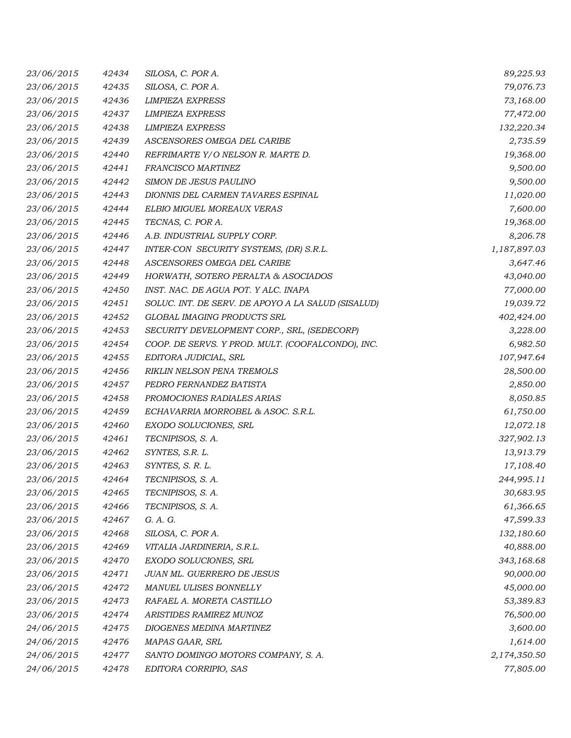| | | | |
|---|---|---|---|
| *23/06/2015* | *42434* | *SILOSA, C. POR A.* | *89,225.93* |
| *23/06/2015* | *42435* | *SILOSA, C. POR A.* | *79,076.73* |
| *23/06/2015* | *42436* | *LIMPIEZA EXPRESS* | *73,168.00* |
| *23/06/2015* | *42437* | *LIMPIEZA EXPRESS* | *77,472.00* |
| *23/06/2015* | *42438* | *LIMPIEZA EXPRESS* | *132,220.34* |
| *23/06/2015* | *42439* | *ASCENSORES OMEGA DEL CARIBE* | *2,735.59* |
| *23/06/2015* | *42440* | *REFRIMARTE Y/O NELSON R. MARTE D.* | *19,368.00* |
| *23/06/2015* | *42441* | *FRANCISCO MARTINEZ* | *9,500.00* |
| *23/06/2015* | *42442* | *SIMON DE JESUS PAULINO* | *9,500.00* |
| *23/06/2015* | *42443* | *DIONNIS DEL CARMEN TAVARES ESPINAL* | *11,020.00* |
| *23/06/2015* | *42444* | *ELBIO MIGUEL MOREAUX VERAS* | *7,600.00* |
| *23/06/2015* | *42445* | *TECNAS, C. POR A.* | *19,368.00* |
| *23/06/2015* | *42446* | *A.B. INDUSTRIAL SUPPLY CORP.* | *8,206.78* |
| *23/06/2015* | *42447* | *INTER-CON SECURITY SYSTEMS, (DR) S.R.L.* | *1,187,897.03* |
| *23/06/2015* | *42448* | *ASCENSORES OMEGA DEL CARIBE* | *3,647.46* |
| *23/06/2015* | *42449* | *HORWATH, SOTERO PERALTA & ASOCIADOS* | *43,040.00* |
| *23/06/2015* | *42450* | *INST. NAC. DE AGUA POT. Y ALC. INAPA* | *77,000.00* |
| *23/06/2015* | *42451* | *SOLUC. INT. DE SERV. DE APOYO A LA SALUD (SISALUD)* | *19,039.72* |
| *23/06/2015* | *42452* | *GLOBAL IMAGING PRODUCTS SRL* | *402,424.00* |
| *23/06/2015* | *42453* | *SECURITY DEVELOPMENT CORP., SRL, (SEDECORP)* | *3,228.00* |
| *23/06/2015* | *42454* | *COOP. DE SERVS. Y PROD. MULT. (COOFALCONDO), INC.* | *6,982.50* |
| *23/06/2015* | *42455* | *EDITORA JUDICIAL, SRL* | *107,947.64* |
| *23/06/2015* | *42456* | *RIKLIN NELSON PENA TREMOLS* | *28,500.00* |
| *23/06/2015* | *42457* | *PEDRO FERNANDEZ BATISTA* | *2,850.00* |
| *23/06/2015* | *42458* | *PROMOCIONES RADIALES ARIAS* | *8,050.85* |
| *23/06/2015* | *42459* | *ECHAVARRIA MORROBEL & ASOC. S.R.L.* | *61,750.00* |
| *23/06/2015* | *42460* | *EXODO SOLUCIONES, SRL* | *12,072.18* |
| *23/06/2015* | *42461* | *TECNIPISOS, S. A.* | *327,902.13* |
| *23/06/2015* | *42462* | *SYNTES, S.R. L.* | *13,913.79* |
| *23/06/2015* | *42463* | *SYNTES, S. R. L.* | *17,108.40* |
| *23/06/2015* | *42464* | *TECNIPISOS, S. A.* | *244,995.11* |
| *23/06/2015* | *42465* | *TECNIPISOS, S. A.* | *30,683.95* |
| *23/06/2015* | *42466* | *TECNIPISOS, S. A.* | *61,366.65* |
| *23/06/2015* | *42467* | *G. A. G.* | *47,599.33* |
| *23/06/2015* | *42468* | *SILOSA, C. POR A.* | *132,180.60* |
| *23/06/2015* | *42469* | *VITALIA JARDINERIA, S.R.L.* | *40,888.00* |
| *23/06/2015* | *42470* | *EXODO SOLUCIONES, SRL* | *343,168.68* |
| *23/06/2015* | *42471* | *JUAN ML. GUERRERO DE JESUS* | *90,000.00* |
| *23/06/2015* | *42472* | *MANUEL ULISES BONNELLY* | *45,000.00* |
| *23/06/2015* | *42473* | *RAFAEL A. MORETA CASTILLO* | *53,389.83* |
| *23/06/2015* | *42474* | *ARISTIDES RAMIREZ MUNOZ* | *76,500.00* |
| *24/06/2015* | *42475* | *DIOGENES MEDINA MARTINEZ* | *3,600.00* |
| *24/06/2015* | *42476* | *MAPAS GAAR, SRL* | *1,614.00* |
| *24/06/2015* | *42477* | *SANTO DOMINGO MOTORS COMPANY, S. A.* | *2,174,350.50* |
| *24/06/2015* | *42478* | *EDITORA CORRIPIO, SAS* | *77,805.00* |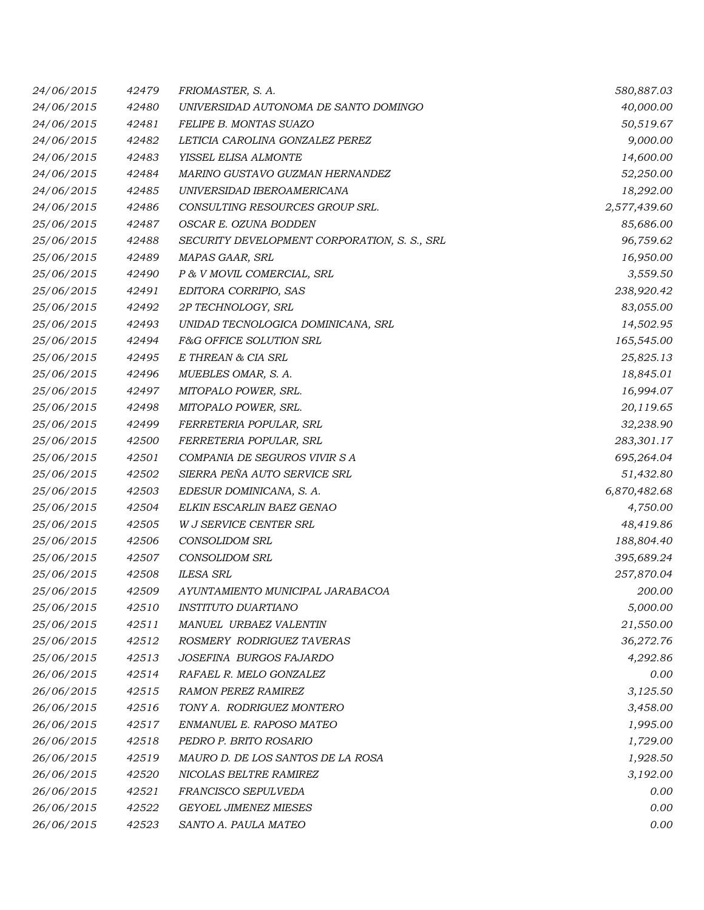| | | | |
|---|---|---|---|
| *24/06/2015* | *42479* | *FRIOMASTER, S. A.* | *580,887.03* |
| *24/06/2015* | *42480* | *UNIVERSIDAD AUTONOMA DE SANTO DOMINGO* | *40,000.00* |
| *24/06/2015* | *42481* | *FELIPE B. MONTAS SUAZO* | *50,519.67* |
| *24/06/2015* | *42482* | *LETICIA CAROLINA GONZALEZ PEREZ* | *9,000.00* |
| *24/06/2015* | *42483* | *YISSEL ELISA ALMONTE* | *14,600.00* |
| *24/06/2015* | *42484* | *MARINO GUSTAVO GUZMAN HERNANDEZ* | *52,250.00* |
| *24/06/2015* | *42485* | *UNIVERSIDAD IBEROAMERICANA* | *18,292.00* |
| *24/06/2015* | *42486* | *CONSULTING RESOURCES GROUP SRL.* | *2,577,439.60* |
| *25/06/2015* | *42487* | *OSCAR E. OZUNA BODDEN* | *85,686.00* |
| *25/06/2015* | *42488* | *SECURITY DEVELOPMENT CORPORATION, S. S., SRL* | *96,759.62* |
| *25/06/2015* | *42489* | *MAPAS GAAR, SRL* | *16,950.00* |
| *25/06/2015* | *42490* | *P & V MOVIL COMERCIAL, SRL* | *3,559.50* |
| *25/06/2015* | *42491* | *EDITORA CORRIPIO, SAS* | *238,920.42* |
| *25/06/2015* | *42492* | *2P TECHNOLOGY, SRL* | *83,055.00* |
| *25/06/2015* | *42493* | *UNIDAD TECNOLOGICA DOMINICANA, SRL* | *14,502.95* |
| *25/06/2015* | *42494* | *F&G OFFICE SOLUTION SRL* | *165,545.00* |
| *25/06/2015* | *42495* | *E THREAN & CIA SRL* | *25,825.13* |
| *25/06/2015* | *42496* | *MUEBLES OMAR, S. A.* | *18,845.01* |
| *25/06/2015* | *42497* | *MITOPALO POWER, SRL.* | *16,994.07* |
| *25/06/2015* | *42498* | *MITOPALO POWER, SRL.* | *20,119.65* |
| *25/06/2015* | *42499* | *FERRETERIA POPULAR, SRL* | *32,238.90* |
| *25/06/2015* | *42500* | *FERRETERIA POPULAR, SRL* | *283,301.17* |
| *25/06/2015* | *42501* | *COMPANIA DE SEGUROS VIVIR S A* | *695,264.04* |
| *25/06/2015* | *42502* | *SIERRA PEÑA AUTO SERVICE SRL* | *51,432.80* |
| *25/06/2015* | *42503* | *EDESUR DOMINICANA, S. A.* | *6,870,482.68* |
| *25/06/2015* | *42504* | *ELKIN ESCARLIN BAEZ GENAO* | *4,750.00* |
| *25/06/2015* | *42505* | *W J SERVICE CENTER SRL* | *48,419.86* |
| *25/06/2015* | *42506* | *CONSOLIDOM SRL* | *188,804.40* |
| *25/06/2015* | *42507* | *CONSOLIDOM SRL* | *395,689.24* |
| *25/06/2015* | *42508* | *ILESA SRL* | *257,870.04* |
| *25/06/2015* | *42509* | *AYUNTAMIENTO MUNICIPAL JARABACOA* | *200.00* |
| *25/06/2015* | *42510* | *INSTITUTO DUARTIANO* | *5,000.00* |
| *25/06/2015* | *42511* | *MANUEL URBAEZ VALENTIN* | *21,550.00* |
| *25/06/2015* | *42512* | *ROSMERY RODRIGUEZ TAVERAS* | *36,272.76* |
| *25/06/2015* | *42513* | *JOSEFINA BURGOS FAJARDO* | *4,292.86* |
| *26/06/2015* | *42514* | *RAFAEL R. MELO GONZALEZ* | *0.00* |
| *26/06/2015* | *42515* | *RAMON PEREZ RAMIREZ* | *3,125.50* |
| *26/06/2015* | *42516* | *TONY A. RODRIGUEZ MONTERO* | *3,458.00* |
| *26/06/2015* | *42517* | *ENMANUEL E. RAPOSO MATEO* | *1,995.00* |
| *26/06/2015* | *42518* | *PEDRO P. BRITO ROSARIO* | *1,729.00* |
| *26/06/2015* | *42519* | *MAURO D. DE LOS SANTOS DE LA ROSA* | *1,928.50* |
| *26/06/2015* | *42520* | *NICOLAS BELTRE RAMIREZ* | *3,192.00* |
| *26/06/2015* | *42521* | *FRANCISCO SEPULVEDA* | *0.00* |
| *26/06/2015* | *42522* | *GEYOEL JIMENEZ MIESES* | *0.00* |
| *26/06/2015* | *42523* | *SANTO A. PAULA MATEO* | *0.00* |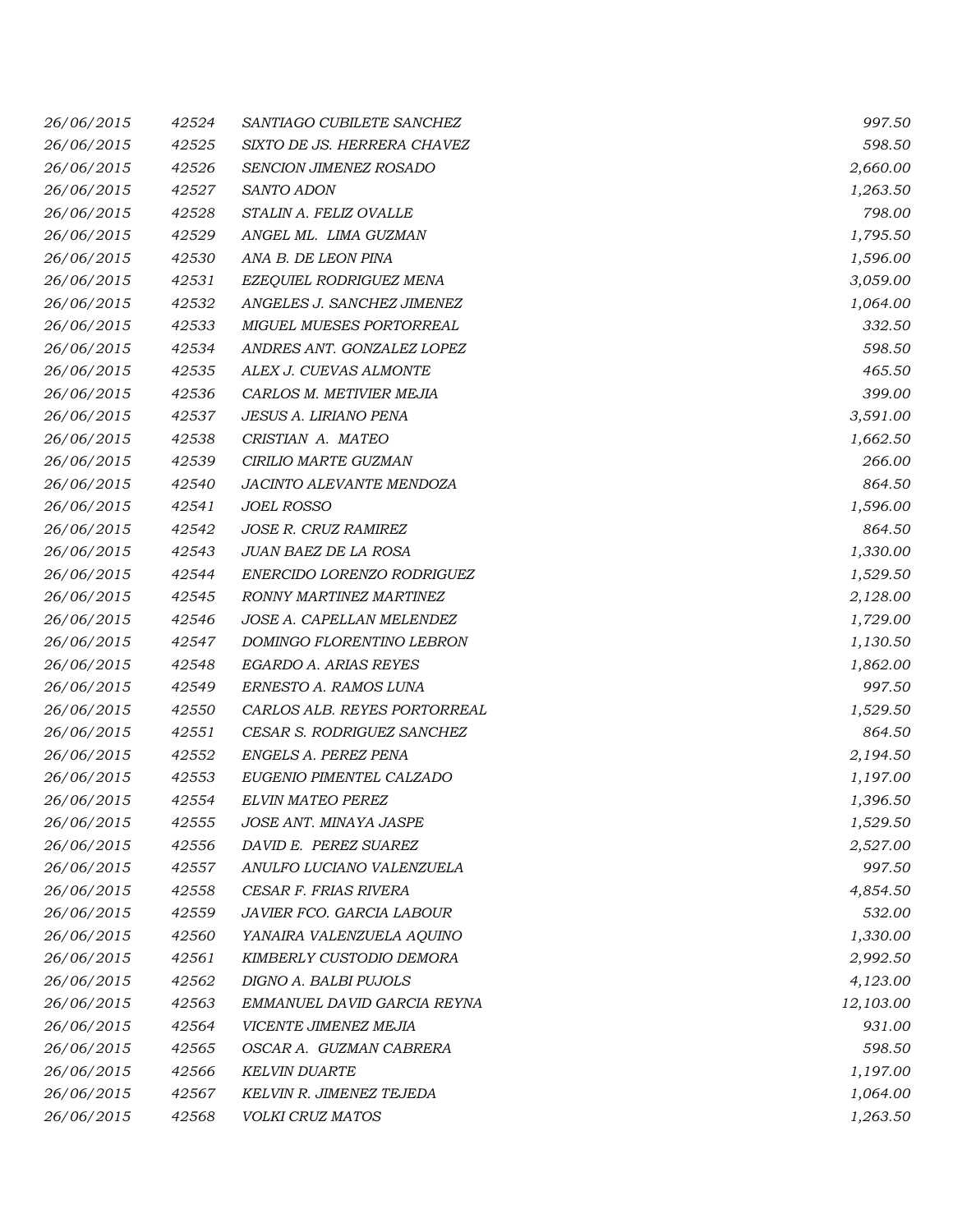| | | | |
|---|---|---|---|
| *26/06/2015* | *42524* | *SANTIAGO CUBILETE SANCHEZ* | *997.50* |
| *26/06/2015* | *42525* | *SIXTO DE JS. HERRERA CHAVEZ* | *598.50* |
| *26/06/2015* | *42526* | *SENCION JIMENEZ ROSADO* | *2,660.00* |
| *26/06/2015* | *42527* | *SANTO ADON* | *1,263.50* |
| *26/06/2015* | *42528* | *STALIN A. FELIZ OVALLE* | *798.00* |
| *26/06/2015* | *42529* | *ANGEL ML. LIMA GUZMAN* | *1,795.50* |
| *26/06/2015* | *42530* | *ANA B. DE LEON PINA* | *1,596.00* |
| *26/06/2015* | *42531* | *EZEQUIEL RODRIGUEZ MENA* | *3,059.00* |
| *26/06/2015* | *42532* | *ANGELES J. SANCHEZ JIMENEZ* | *1,064.00* |
| *26/06/2015* | *42533* | *MIGUEL MUESES PORTORREAL* | *332.50* |
| *26/06/2015* | *42534* | *ANDRES ANT. GONZALEZ LOPEZ* | *598.50* |
| *26/06/2015* | *42535* | *ALEX J. CUEVAS ALMONTE* | *465.50* |
| *26/06/2015* | *42536* | *CARLOS M. METIVIER MEJIA* | *399.00* |
| *26/06/2015* | *42537* | *JESUS A. LIRIANO PENA* | *3,591.00* |
| *26/06/2015* | *42538* | *CRISTIAN A. MATEO* | *1,662.50* |
| *26/06/2015* | *42539* | *CIRILIO MARTE GUZMAN* | *266.00* |
| *26/06/2015* | *42540* | *JACINTO ALEVANTE MENDOZA* | *864.50* |
| *26/06/2015* | *42541* | *JOEL ROSSO* | *1,596.00* |
| *26/06/2015* | *42542* | *JOSE R. CRUZ RAMIREZ* | *864.50* |
| *26/06/2015* | *42543* | *JUAN BAEZ DE LA ROSA* | *1,330.00* |
| *26/06/2015* | *42544* | *ENERCIDO LORENZO RODRIGUEZ* | *1,529.50* |
| *26/06/2015* | *42545* | *RONNY MARTINEZ MARTINEZ* | *2,128.00* |
| *26/06/2015* | *42546* | *JOSE A. CAPELLAN MELENDEZ* | *1,729.00* |
| *26/06/2015* | *42547* | *DOMINGO FLORENTINO LEBRON* | *1,130.50* |
| *26/06/2015* | *42548* | *EGARDO A. ARIAS REYES* | *1,862.00* |
| *26/06/2015* | *42549* | *ERNESTO A. RAMOS LUNA* | *997.50* |
| *26/06/2015* | *42550* | *CARLOS ALB. REYES PORTORREAL* | *1,529.50* |
| *26/06/2015* | *42551* | *CESAR S. RODRIGUEZ SANCHEZ* | *864.50* |
| *26/06/2015* | *42552* | *ENGELS A. PEREZ PENA* | *2,194.50* |
| *26/06/2015* | *42553* | *EUGENIO PIMENTEL CALZADO* | *1,197.00* |
| *26/06/2015* | *42554* | *ELVIN MATEO PEREZ* | *1,396.50* |
| *26/06/2015* | *42555* | *JOSE ANT. MINAYA JASPE* | *1,529.50* |
| *26/06/2015* | *42556* | *DAVID E. PEREZ SUAREZ* | *2,527.00* |
| *26/06/2015* | *42557* | *ANULFO LUCIANO VALENZUELA* | *997.50* |
| *26/06/2015* | *42558* | *CESAR F. FRIAS RIVERA* | *4,854.50* |
| *26/06/2015* | *42559* | *JAVIER FCO. GARCIA LABOUR* | *532.00* |
| *26/06/2015* | *42560* | *YANAIRA VALENZUELA AQUINO* | *1,330.00* |
| *26/06/2015* | *42561* | *KIMBERLY CUSTODIO DEMORA* | *2,992.50* |
| *26/06/2015* | *42562* | *DIGNO A. BALBI PUJOLS* | *4,123.00* |
| *26/06/2015* | *42563* | *EMMANUEL DAVID GARCIA REYNA* | *12,103.00* |
| *26/06/2015* | *42564* | *VICENTE JIMENEZ MEJIA* | *931.00* |
| *26/06/2015* | *42565* | *OSCAR A. GUZMAN CABRERA* | *598.50* |
| *26/06/2015* | *42566* | *KELVIN DUARTE* | *1,197.00* |
| *26/06/2015* | *42567* | *KELVIN R. JIMENEZ TEJEDA* | *1,064.00* |
| *26/06/2015* | *42568* | *VOLKI CRUZ MATOS* | *1,263.50* |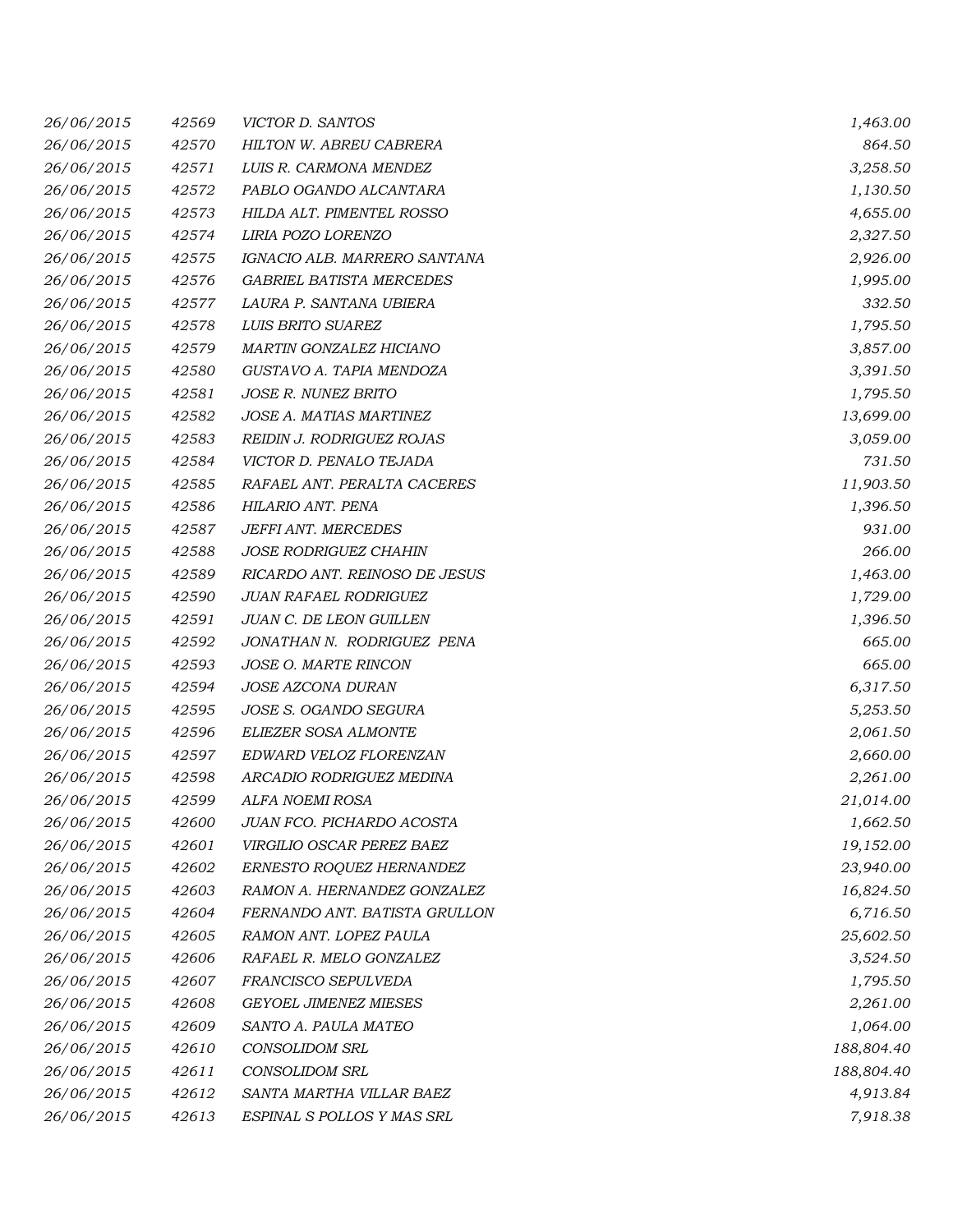| | | | |
|---|---|---|---|
| *26/06/2015* | *42569* | *VICTOR D. SANTOS* | *1,463.00* |
| *26/06/2015* | *42570* | *HILTON W. ABREU CABRERA* | *864.50* |
| *26/06/2015* | *42571* | *LUIS R. CARMONA MENDEZ* | *3,258.50* |
| *26/06/2015* | *42572* | *PABLO OGANDO ALCANTARA* | *1,130.50* |
| *26/06/2015* | *42573* | *HILDA ALT. PIMENTEL ROSSO* | *4,655.00* |
| *26/06/2015* | *42574* | *LIRIA POZO LORENZO* | *2,327.50* |
| *26/06/2015* | *42575* | *IGNACIO ALB. MARRERO SANTANA* | *2,926.00* |
| *26/06/2015* | *42576* | *GABRIEL BATISTA MERCEDES* | *1,995.00* |
| *26/06/2015* | *42577* | *LAURA P. SANTANA UBIERA* | *332.50* |
| *26/06/2015* | *42578* | *LUIS BRITO SUAREZ* | *1,795.50* |
| *26/06/2015* | *42579* | *MARTIN GONZALEZ HICIANO* | *3,857.00* |
| *26/06/2015* | *42580* | *GUSTAVO A. TAPIA MENDOZA* | *3,391.50* |
| *26/06/2015* | *42581* | *JOSE R. NUNEZ BRITO* | *1,795.50* |
| *26/06/2015* | *42582* | *JOSE A. MATIAS MARTINEZ* | *13,699.00* |
| *26/06/2015* | *42583* | *REIDIN J. RODRIGUEZ ROJAS* | *3,059.00* |
| *26/06/2015* | *42584* | *VICTOR D. PENALO TEJADA* | *731.50* |
| *26/06/2015* | *42585* | *RAFAEL ANT. PERALTA CACERES* | *11,903.50* |
| *26/06/2015* | *42586* | *HILARIO ANT. PENA* | *1,396.50* |
| *26/06/2015* | *42587* | *JEFFI ANT. MERCEDES* | *931.00* |
| *26/06/2015* | *42588* | *JOSE RODRIGUEZ CHAHIN* | *266.00* |
| *26/06/2015* | *42589* | *RICARDO ANT. REINOSO DE JESUS* | *1,463.00* |
| *26/06/2015* | *42590* | *JUAN RAFAEL RODRIGUEZ* | *1,729.00* |
| *26/06/2015* | *42591* | *JUAN C. DE LEON GUILLEN* | *1,396.50* |
| *26/06/2015* | *42592* | *JONATHAN N. RODRIGUEZ PENA* | *665.00* |
| *26/06/2015* | *42593* | *JOSE O. MARTE RINCON* | *665.00* |
| *26/06/2015* | *42594* | *JOSE AZCONA DURAN* | *6,317.50* |
| *26/06/2015* | *42595* | *JOSE S. OGANDO SEGURA* | *5,253.50* |
| *26/06/2015* | *42596* | *ELIEZER SOSA ALMONTE* | *2,061.50* |
| *26/06/2015* | *42597* | *EDWARD VELOZ FLORENZAN* | *2,660.00* |
| *26/06/2015* | *42598* | *ARCADIO RODRIGUEZ MEDINA* | *2,261.00* |
| *26/06/2015* | *42599* | *ALFA NOEMI ROSA* | *21,014.00* |
| *26/06/2015* | *42600* | *JUAN FCO. PICHARDO ACOSTA* | *1,662.50* |
| *26/06/2015* | *42601* | *VIRGILIO OSCAR PEREZ BAEZ* | *19,152.00* |
| *26/06/2015* | *42602* | *ERNESTO ROQUEZ HERNANDEZ* | *23,940.00* |
| *26/06/2015* | *42603* | *RAMON A. HERNANDEZ GONZALEZ* | *16,824.50* |
| *26/06/2015* | *42604* | *FERNANDO ANT. BATISTA GRULLON* | *6,716.50* |
| *26/06/2015* | *42605* | *RAMON ANT. LOPEZ PAULA* | *25,602.50* |
| *26/06/2015* | *42606* | *RAFAEL R. MELO GONZALEZ* | *3,524.50* |
| *26/06/2015* | *42607* | *FRANCISCO SEPULVEDA* | *1,795.50* |
| *26/06/2015* | *42608* | *GEYOEL JIMENEZ MIESES* | *2,261.00* |
| *26/06/2015* | *42609* | *SANTO A. PAULA MATEO* | *1,064.00* |
| *26/06/2015* | *42610* | *CONSOLIDOM SRL* | *188,804.40* |
| *26/06/2015* | *42611* | *CONSOLIDOM SRL* | *188,804.40* |
| *26/06/2015* | *42612* | *SANTA MARTHA VILLAR BAEZ* | *4,913.84* |
| *26/06/2015* | *42613* | *ESPINAL S POLLOS Y MAS SRL* | *7,918.38* |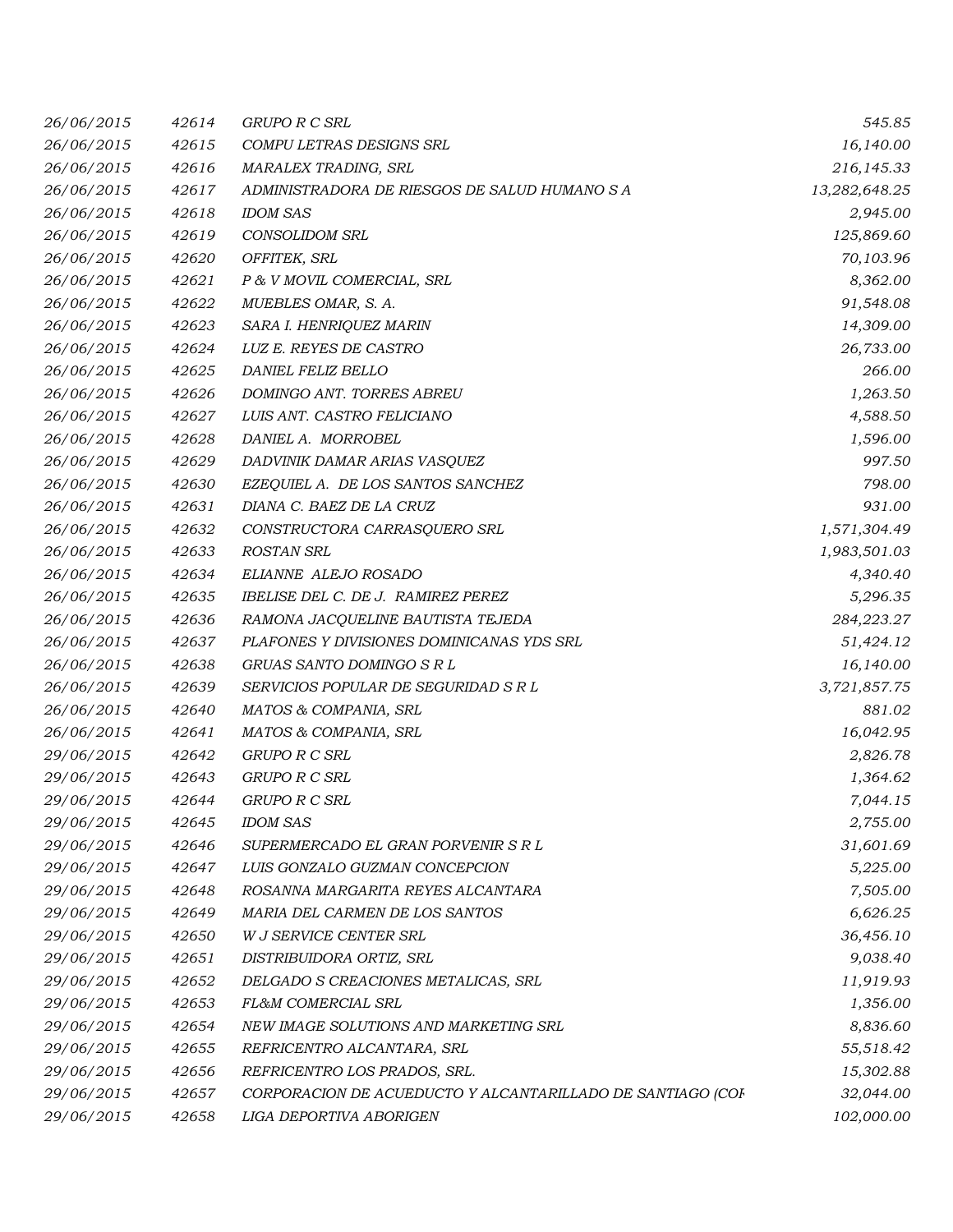| | | | |
|---|---|---|---|
| 26/06/2015 | 42614 | GRUPO R C SRL | 545.85 |
| 26/06/2015 | 42615 | COMPU LETRAS DESIGNS SRL | 16,140.00 |
| 26/06/2015 | 42616 | MARALEX TRADING, SRL | 216,145.33 |
| 26/06/2015 | 42617 | ADMINISTRADORA DE RIESGOS DE SALUD HUMANO S A | 13,282,648.25 |
| 26/06/2015 | 42618 | IDOM SAS | 2,945.00 |
| 26/06/2015 | 42619 | CONSOLIDOM SRL | 125,869.60 |
| 26/06/2015 | 42620 | OFFITEK, SRL | 70,103.96 |
| 26/06/2015 | 42621 | P & V MOVIL COMERCIAL, SRL | 8,362.00 |
| 26/06/2015 | 42622 | MUEBLES OMAR, S. A. | 91,548.08 |
| 26/06/2015 | 42623 | SARA I. HENRIQUEZ MARIN | 14,309.00 |
| 26/06/2015 | 42624 | LUZ E. REYES DE CASTRO | 26,733.00 |
| 26/06/2015 | 42625 | DANIEL FELIZ BELLO | 266.00 |
| 26/06/2015 | 42626 | DOMINGO ANT. TORRES ABREU | 1,263.50 |
| 26/06/2015 | 42627 | LUIS ANT. CASTRO FELICIANO | 4,588.50 |
| 26/06/2015 | 42628 | DANIEL A. MORROBEL | 1,596.00 |
| 26/06/2015 | 42629 | DADVINIK DAMAR ARIAS VASQUEZ | 997.50 |
| 26/06/2015 | 42630 | EZEQUIEL A. DE LOS SANTOS SANCHEZ | 798.00 |
| 26/06/2015 | 42631 | DIANA C. BAEZ DE LA CRUZ | 931.00 |
| 26/06/2015 | 42632 | CONSTRUCTORA CARRASQUERO SRL | 1,571,304.49 |
| 26/06/2015 | 42633 | ROSTAN SRL | 1,983,501.03 |
| 26/06/2015 | 42634 | ELIANNE ALEJO ROSADO | 4,340.40 |
| 26/06/2015 | 42635 | IBELISE DEL C. DE J. RAMIREZ PEREZ | 5,296.35 |
| 26/06/2015 | 42636 | RAMONA JACQUELINE BAUTISTA TEJEDA | 284,223.27 |
| 26/06/2015 | 42637 | PLAFONES Y DIVISIONES DOMINICANAS YDS SRL | 51,424.12 |
| 26/06/2015 | 42638 | GRUAS SANTO DOMINGO S R L | 16,140.00 |
| 26/06/2015 | 42639 | SERVICIOS POPULAR DE SEGURIDAD S R L | 3,721,857.75 |
| 26/06/2015 | 42640 | MATOS & COMPANIA, SRL | 881.02 |
| 26/06/2015 | 42641 | MATOS & COMPANIA, SRL | 16,042.95 |
| 29/06/2015 | 42642 | GRUPO R C SRL | 2,826.78 |
| 29/06/2015 | 42643 | GRUPO R C SRL | 1,364.62 |
| 29/06/2015 | 42644 | GRUPO R C SRL | 7,044.15 |
| 29/06/2015 | 42645 | IDOM SAS | 2,755.00 |
| 29/06/2015 | 42646 | SUPERMERCADO EL GRAN PORVENIR S R L | 31,601.69 |
| 29/06/2015 | 42647 | LUIS GONZALO GUZMAN CONCEPCION | 5,225.00 |
| 29/06/2015 | 42648 | ROSANNA MARGARITA REYES ALCANTARA | 7,505.00 |
| 29/06/2015 | 42649 | MARIA DEL CARMEN DE LOS SANTOS | 6,626.25 |
| 29/06/2015 | 42650 | W J SERVICE CENTER SRL | 36,456.10 |
| 29/06/2015 | 42651 | DISTRIBUIDORA ORTIZ, SRL | 9,038.40 |
| 29/06/2015 | 42652 | DELGADO S CREACIONES METALICAS, SRL | 11,919.93 |
| 29/06/2015 | 42653 | FL&M COMERCIAL SRL | 1,356.00 |
| 29/06/2015 | 42654 | NEW IMAGE SOLUTIONS AND MARKETING SRL | 8,836.60 |
| 29/06/2015 | 42655 | REFRICENTRO ALCANTARA, SRL | 55,518.42 |
| 29/06/2015 | 42656 | REFRICENTRO LOS PRADOS, SRL. | 15,302.88 |
| 29/06/2015 | 42657 | CORPORACION DE ACUEDUCTO Y ALCANTARILLADO DE SANTIAGO (COI | 32,044.00 |
| 29/06/2015 | 42658 | LIGA DEPORTIVA ABORIGEN | 102,000.00 |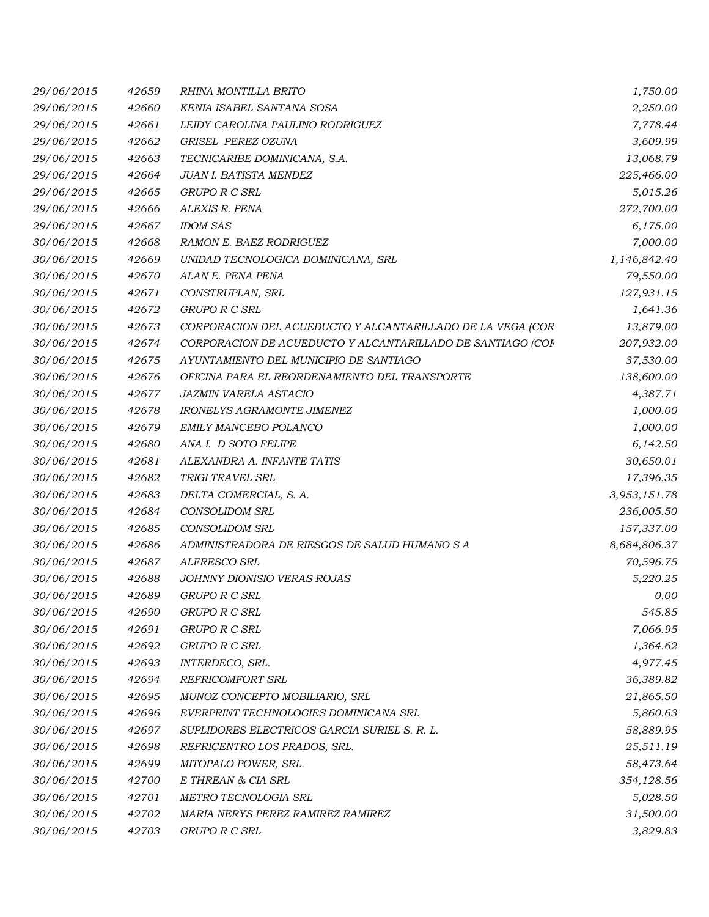| | | | |
|---|---|---|---|
| 29/06/2015 | 42659 | RHINA MONTILLA BRITO | 1,750.00 |
| 29/06/2015 | 42660 | KENIA ISABEL SANTANA SOSA | 2,250.00 |
| 29/06/2015 | 42661 | LEIDY CAROLINA PAULINO RODRIGUEZ | 7,778.44 |
| 29/06/2015 | 42662 | GRISEL PEREZ OZUNA | 3,609.99 |
| 29/06/2015 | 42663 | TECNICARIBE DOMINICANA, S.A. | 13,068.79 |
| 29/06/2015 | 42664 | JUAN I. BATISTA MENDEZ | 225,466.00 |
| 29/06/2015 | 42665 | GRUPO R C SRL | 5,015.26 |
| 29/06/2015 | 42666 | ALEXIS R. PENA | 272,700.00 |
| 29/06/2015 | 42667 | IDOM SAS | 6,175.00 |
| 30/06/2015 | 42668 | RAMON E. BAEZ RODRIGUEZ | 7,000.00 |
| 30/06/2015 | 42669 | UNIDAD TECNOLOGICA DOMINICANA, SRL | 1,146,842.40 |
| 30/06/2015 | 42670 | ALAN E. PENA PENA | 79,550.00 |
| 30/06/2015 | 42671 | CONSTRUPLAN, SRL | 127,931.15 |
| 30/06/2015 | 42672 | GRUPO R C SRL | 1,641.36 |
| 30/06/2015 | 42673 | CORPORACION DEL ACUEDUCTO Y ALCANTARILLADO DE LA VEGA (COR | 13,879.00 |
| 30/06/2015 | 42674 | CORPORACION DE ACUEDUCTO Y ALCANTARILLADO DE SANTIAGO (COR | 207,932.00 |
| 30/06/2015 | 42675 | AYUNTAMIENTO DEL MUNICIPIO DE SANTIAGO | 37,530.00 |
| 30/06/2015 | 42676 | OFICINA PARA EL REORDENAMIENTO DEL TRANSPORTE | 138,600.00 |
| 30/06/2015 | 42677 | JAZMIN VARELA ASTACIO | 4,387.71 |
| 30/06/2015 | 42678 | IRONELYS AGRAMONTE JIMENEZ | 1,000.00 |
| 30/06/2015 | 42679 | EMILY MANCEBO POLANCO | 1,000.00 |
| 30/06/2015 | 42680 | ANA I. D SOTO FELIPE | 6,142.50 |
| 30/06/2015 | 42681 | ALEXANDRA A. INFANTE TATIS | 30,650.01 |
| 30/06/2015 | 42682 | TRIGI TRAVEL SRL | 17,396.35 |
| 30/06/2015 | 42683 | DELTA COMERCIAL, S. A. | 3,953,151.78 |
| 30/06/2015 | 42684 | CONSOLIDOM SRL | 236,005.50 |
| 30/06/2015 | 42685 | CONSOLIDOM SRL | 157,337.00 |
| 30/06/2015 | 42686 | ADMINISTRADORA DE RIESGOS DE SALUD HUMANO S A | 8,684,806.37 |
| 30/06/2015 | 42687 | ALFRESCO SRL | 70,596.75 |
| 30/06/2015 | 42688 | JOHNNY DIONISIO VERAS ROJAS | 5,220.25 |
| 30/06/2015 | 42689 | GRUPO R C SRL | 0.00 |
| 30/06/2015 | 42690 | GRUPO R C SRL | 545.85 |
| 30/06/2015 | 42691 | GRUPO R C SRL | 7,066.95 |
| 30/06/2015 | 42692 | GRUPO R C SRL | 1,364.62 |
| 30/06/2015 | 42693 | INTERDECO, SRL. | 4,977.45 |
| 30/06/2015 | 42694 | REFRICOMFORT SRL | 36,389.82 |
| 30/06/2015 | 42695 | MUNOZ CONCEPTO MOBILIARIO, SRL | 21,865.50 |
| 30/06/2015 | 42696 | EVERPRINT TECHNOLOGIES DOMINICANA SRL | 5,860.63 |
| 30/06/2015 | 42697 | SUPLIDORES ELECTRICOS GARCIA SURIEL S. R. L. | 58,889.95 |
| 30/06/2015 | 42698 | REFRICENTRO LOS PRADOS, SRL. | 25,511.19 |
| 30/06/2015 | 42699 | MITOPALO POWER, SRL. | 58,473.64 |
| 30/06/2015 | 42700 | E THREAN & CIA SRL | 354,128.56 |
| 30/06/2015 | 42701 | METRO TECNOLOGIA SRL | 5,028.50 |
| 30/06/2015 | 42702 | MARIA NERYS PEREZ RAMIREZ RAMIREZ | 31,500.00 |
| 30/06/2015 | 42703 | GRUPO R C SRL | 3,829.83 |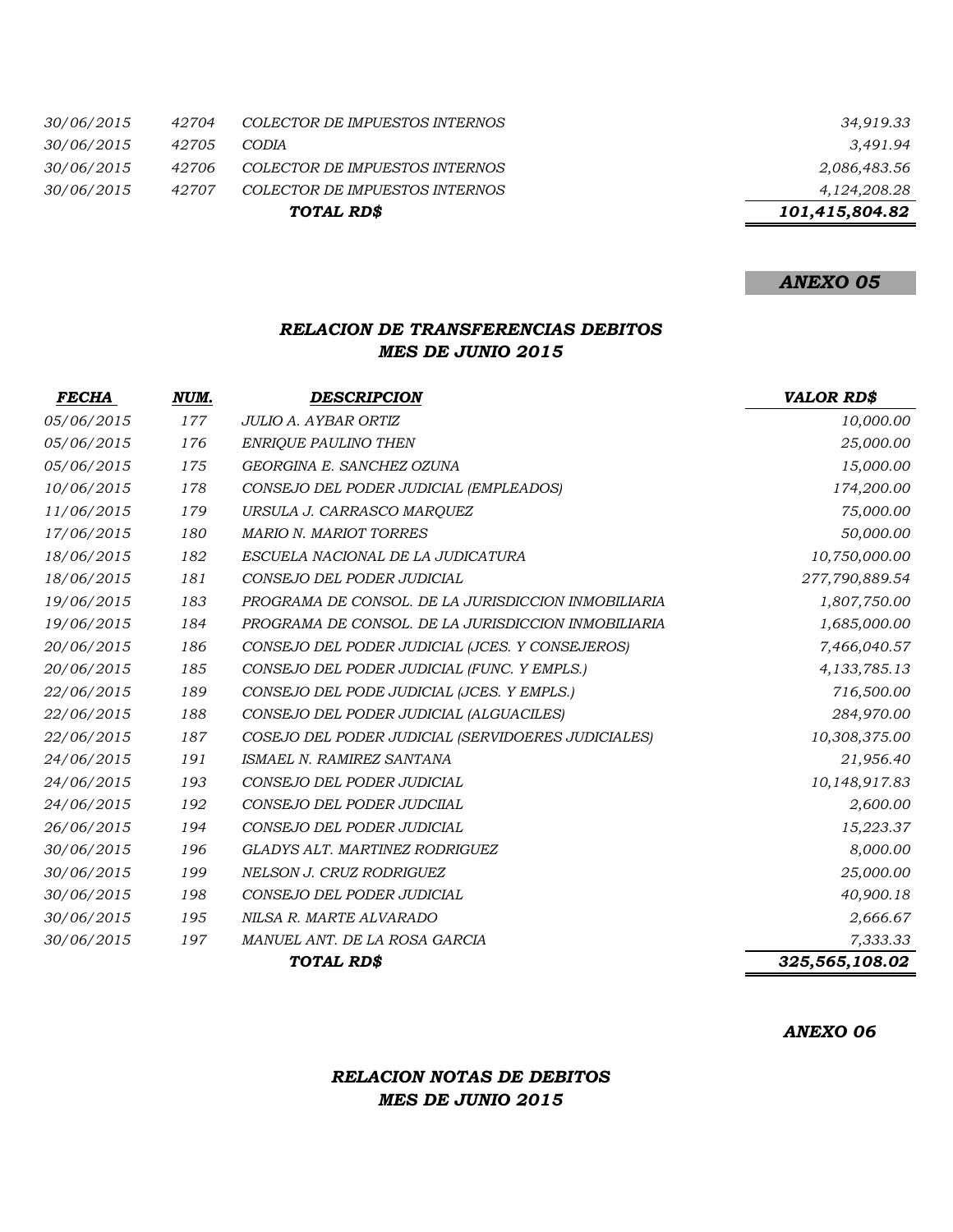| | | | |
|---|---|---|---|
| *30/06/2015* | *42704* | *COLECTOR DE IMPUESTOS INTERNOS* | *34,919.33* |
| *30/06/2015* | *42705* | *CODIA* | *3,491.94* |
| *30/06/2015* | *42706* | *COLECTOR DE IMPUESTOS INTERNOS* | *2,086,483.56* |
| *30/06/2015* | *42707* | *COLECTOR DE IMPUESTOS INTERNOS* | *4,124,208.28* |
| | | ***TOTAL RD$*** | ***101,415,804.82*** |

***ANEXO 05***

## *RELACION DE TRANSFERENCIAS DEBITOS*
## *MES DE JUNIO 2015*

| ***FECHA*** | ***NUM.*** | ***DESCRIPCION*** | ***VALOR RD$*** |
|---|---|---|---|
| *05/06/2015* | *177* | *JULIO A. AYBAR ORTIZ* | *10,000.00* |
| *05/06/2015* | *176* | *ENRIQUE PAULINO THEN* | *25,000.00* |
| *05/06/2015* | *175* | *GEORGINA E. SANCHEZ OZUNA* | *15,000.00* |
| *10/06/2015* | *178* | *CONSEJO DEL PODER JUDICIAL (EMPLEADOS)* | *174,200.00* |
| *11/06/2015* | *179* | *URSULA J. CARRASCO MARQUEZ* | *75,000.00* |
| *17/06/2015* | *180* | *MARIO N. MARIOT TORRES* | *50,000.00* |
| *18/06/2015* | *182* | *ESCUELA NACIONAL DE LA JUDICATURA* | *10,750,000.00* |
| *18/06/2015* | *181* | *CONSEJO DEL PODER JUDICIAL* | *277,790,889.54* |
| *19/06/2015* | *183* | *PROGRAMA DE CONSOL. DE LA JURISDICCION INMOBILIARIA* | *1,807,750.00* |
| *19/06/2015* | *184* | *PROGRAMA DE CONSOL. DE LA JURISDICCION INMOBILIARIA* | *1,685,000.00* |
| *20/06/2015* | *186* | *CONSEJO DEL PODER JUDICIAL (JCES. Y CONSEJEROS)* | *7,466,040.57* |
| *20/06/2015* | *185* | *CONSEJO DEL PODER JUDICIAL (FUNC. Y EMPLS.)* | *4,133,785.13* |
| *22/06/2015* | *189* | *CONSEJO DEL PODE JUDICIAL (JCES. Y EMPLS.)* | *716,500.00* |
| *22/06/2015* | *188* | *CONSEJO DEL PODER JUDICIAL (ALGUACILES)* | *284,970.00* |
| *22/06/2015* | *187* | *COSEJO DEL PODER JUDICIAL (SERVIDOERES JUDICIALES)* | *10,308,375.00* |
| *24/06/2015* | *191* | *ISMAEL N. RAMIREZ SANTANA* | *21,956.40* |
| *24/06/2015* | *193* | *CONSEJO DEL PODER JUDICIAL* | *10,148,917.83* |
| *24/06/2015* | *192* | *CONSEJO DEL PODER JUDCIIAL* | *2,600.00* |
| *26/06/2015* | *194* | *CONSEJO DEL PODER JUDICIAL* | *15,223.37* |
| *30/06/2015* | *196* | *GLADYS ALT. MARTINEZ RODRIGUEZ* | *8,000.00* |
| *30/06/2015* | *199* | *NELSON J. CRUZ RODRIGUEZ* | *25,000.00* |
| *30/06/2015* | *198* | *CONSEJO DEL PODER JUDICIAL* | *40,900.18* |
| *30/06/2015* | *195* | *NILSA R. MARTE ALVARADO* | *2,666.67* |
| *30/06/2015* | *197* | *MANUEL ANT. DE LA ROSA GARCIA* | *7,333.33* |
| | | ***TOTAL RD$*** | ***325,565,108.02*** |

***ANEXO 06***

## *RELACION NOTAS DE DEBITOS*
## *MES DE JUNIO 2015*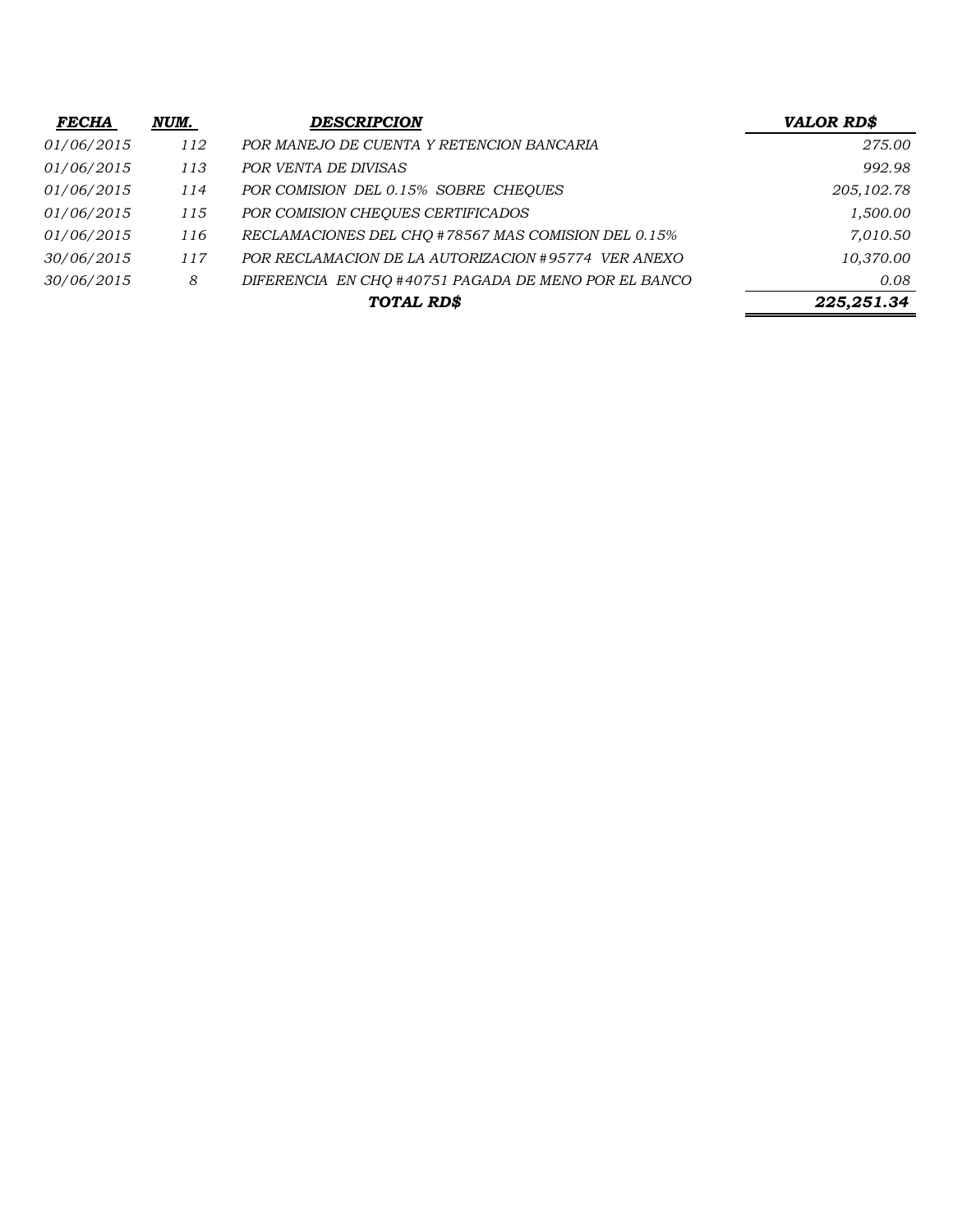| FECHA | NUM. | DESCRIPCION | VALOR RD$ |
|---|---|---|---|
| 01/06/2015 | 112 | POR MANEJO DE CUENTA Y RETENCION BANCARIA | 275.00 |
| 01/06/2015 | 113 | POR VENTA DE DIVISAS | 992.98 |
| 01/06/2015 | 114 | POR COMISION DEL 0.15% SOBRE CHEQUES | 205,102.78 |
| 01/06/2015 | 115 | POR COMISION CHEQUES CERTIFICADOS | 1,500.00 |
| 01/06/2015 | 116 | RECLAMACIONES DEL CHQ #78567 MAS COMISION DEL 0.15% | 7,010.50 |
| 30/06/2015 | 117 | POR RECLAMACION DE LA AUTORIZACION #95774 VER ANEXO | 10,370.00 |
| 30/06/2015 | 8 | DIFERENCIA EN CHQ #40751 PAGADA DE MENO POR EL BANCO | 0.08 |
| | | **TOTAL RD$** | **225,251.34** |